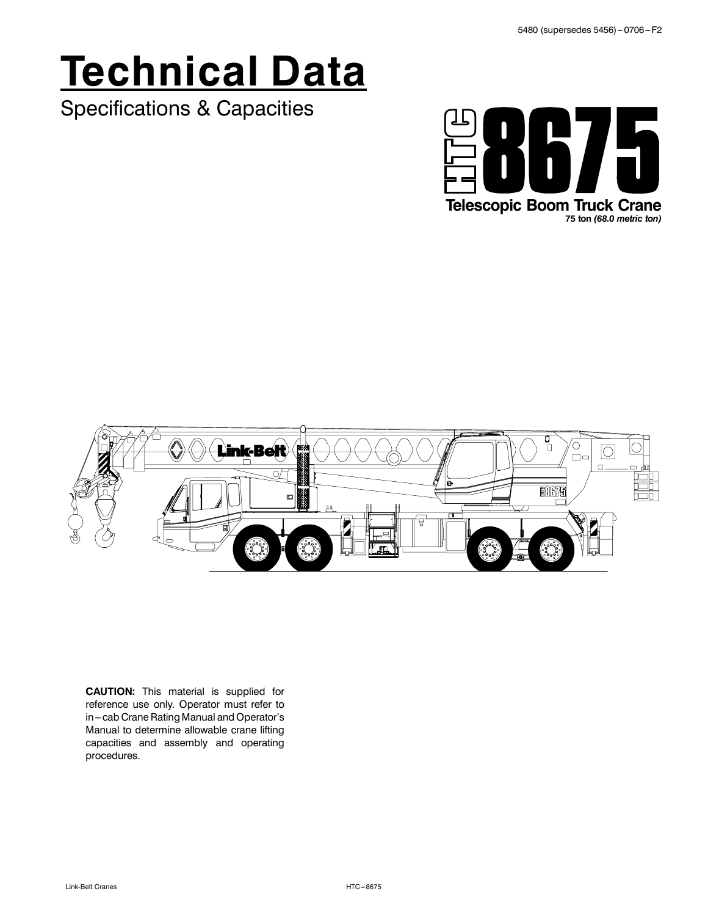5480 (supersedes 5456) – 0706 – F2

# Technical Data

## Specifications & Capacities

# HTC 8675

**Telescopic Boom Truck Crane**

**75 ton *(68.0 metric ton)***

**CAUTION:** This material is supplied for reference use only. Operator must refer to in – cab Crane Rating Manual and Operator's Manual to determine allowable crane lifting capacities and assembly and operating procedures.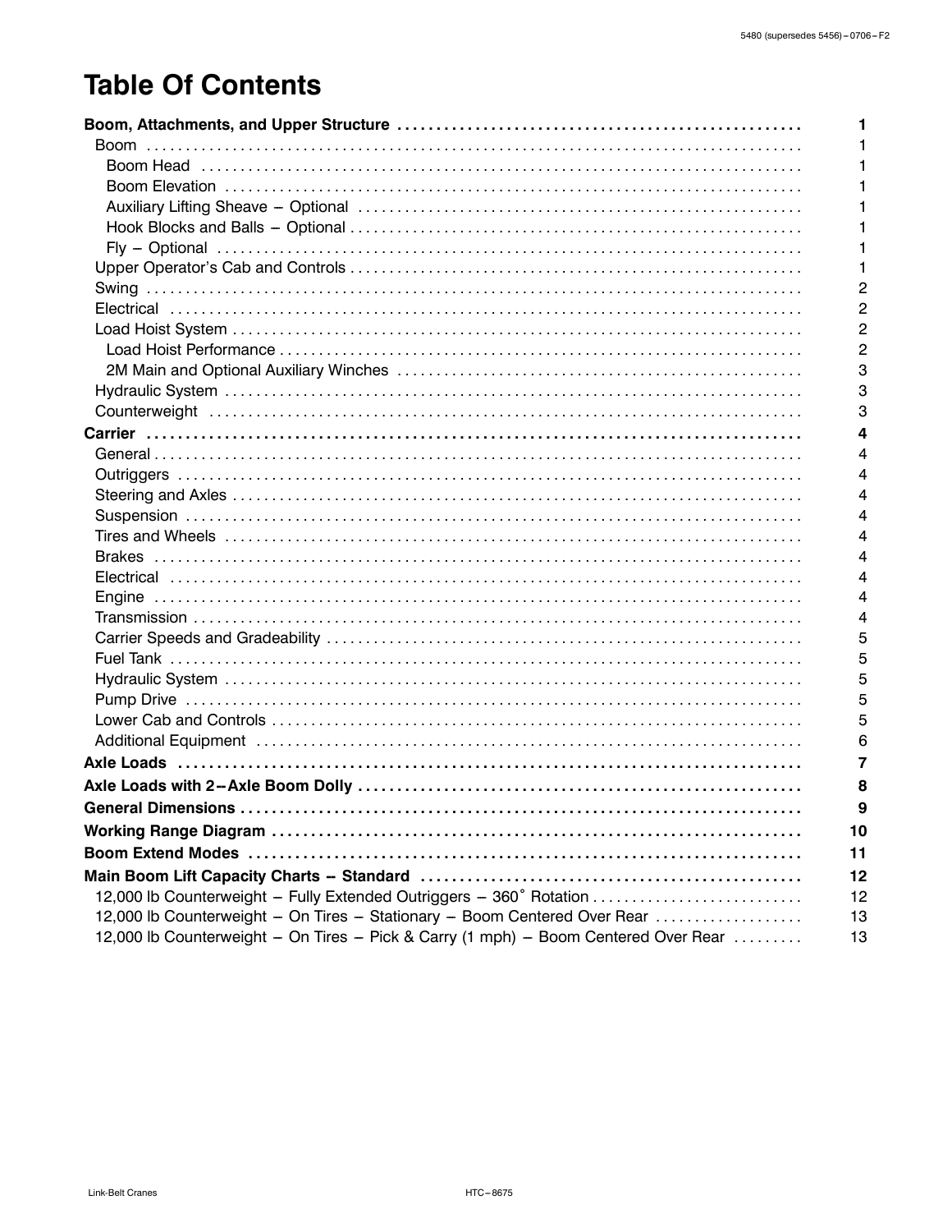# Table Of Contents

| | |
|---|---|
| **Boom, Attachments, and Upper Structure** | **1** |
| Boom | 1 |
| Boom Head | 1 |
| Boom Elevation | 1 |
| Auxiliary Lifting Sheave – Optional | 1 |
| Hook Blocks and Balls – Optional | 1 |
| Fly – Optional | 1 |
| Upper Operator's Cab and Controls | 1 |
| Swing | 2 |
| Electrical | 2 |
| Load Hoist System | 2 |
| Load Hoist Performance | 2 |
| 2M Main and Optional Auxiliary Winches | 3 |
| Hydraulic System | 3 |
| Counterweight | 3 |
| **Carrier** | **4** |
| General | 4 |
| Outriggers | 4 |
| Steering and Axles | 4 |
| Suspension | 4 |
| Tires and Wheels | 4 |
| Brakes | 4 |
| Electrical | 4 |
| Engine | 4 |
| Transmission | 4 |
| Carrier Speeds and Gradeability | 5 |
| Fuel Tank | 5 |
| Hydraulic System | 5 |
| Pump Drive | 5 |
| Lower Cab and Controls | 5 |
| Additional Equipment | 6 |
| **Axle Loads** | **7** |
| **Axle Loads with 2–Axle Boom Dolly** | **8** |
| **General Dimensions** | **9** |
| **Working Range Diagram** | **10** |
| **Boom Extend Modes** | **11** |
| **Main Boom Lift Capacity Charts – Standard** | **12** |
| 12,000 lb Counterweight – Fully Extended Outriggers – 360˚ Rotation | 12 |
| 12,000 lb Counterweight – On Tires – Stationary – Boom Centered Over Rear | 13 |
| 12,000 lb Counterweight – On Tires – Pick & Carry (1 mph) – Boom Centered Over Rear | 13 |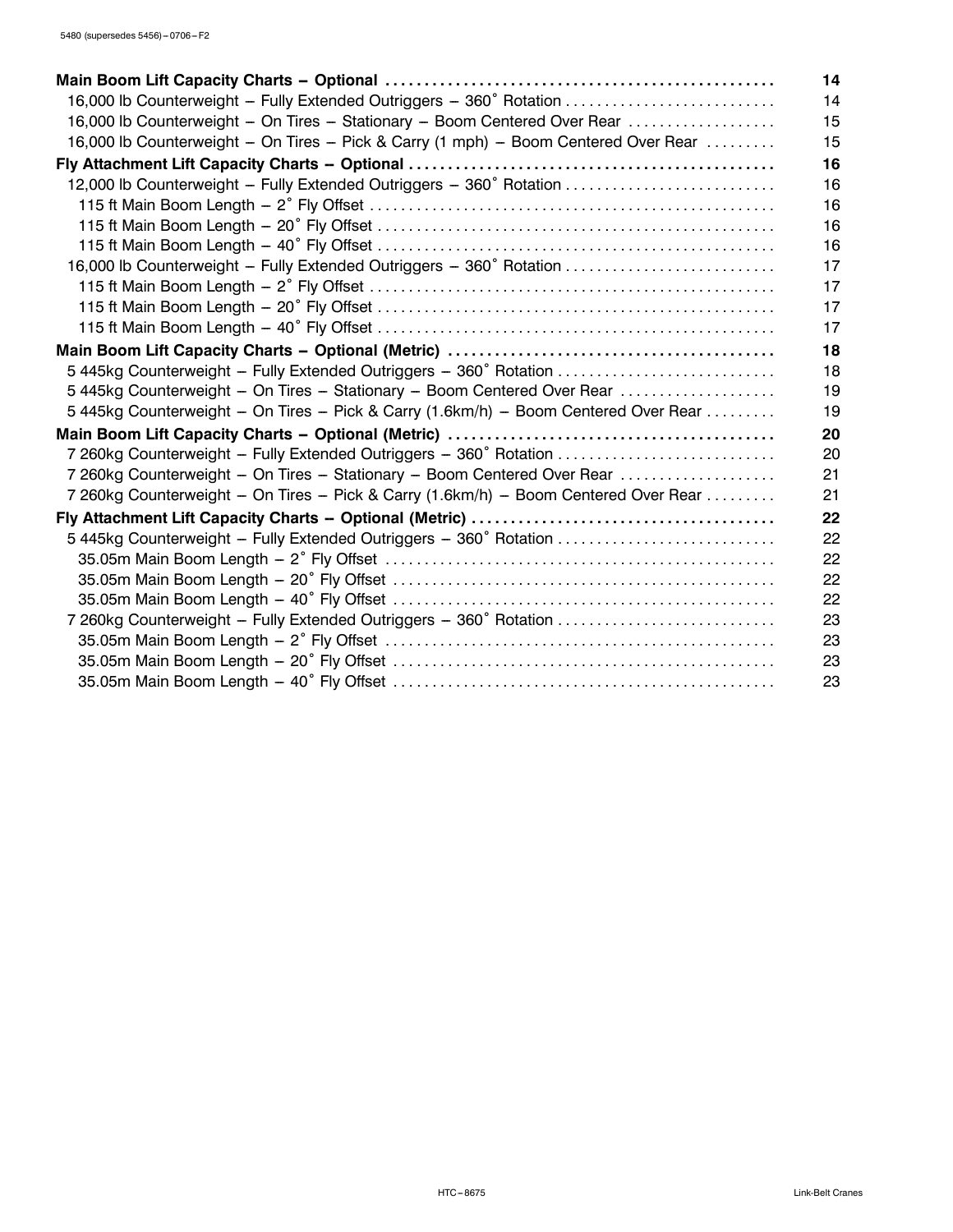| | |
|---|---|
| **Main Boom Lift Capacity Charts – Optional** | **14** |
| 16,000 lb Counterweight – Fully Extended Outriggers – 360˚ Rotation | 14 |
| 16,000 lb Counterweight – On Tires – Stationary – Boom Centered Over Rear | 15 |
| 16,000 lb Counterweight – On Tires – Pick & Carry (1 mph) – Boom Centered Over Rear | 15 |
| **Fly Attachment Lift Capacity Charts – Optional** | **16** |
| 12,000 lb Counterweight – Fully Extended Outriggers – 360˚ Rotation | 16 |
| 115 ft Main Boom Length – 2˚ Fly Offset | 16 |
| 115 ft Main Boom Length – 20˚ Fly Offset | 16 |
| 115 ft Main Boom Length – 40˚ Fly Offset | 16 |
| 16,000 lb Counterweight – Fully Extended Outriggers – 360˚ Rotation | 17 |
| 115 ft Main Boom Length – 2˚ Fly Offset | 17 |
| 115 ft Main Boom Length – 20˚ Fly Offset | 17 |
| 115 ft Main Boom Length – 40˚ Fly Offset | 17 |
| **Main Boom Lift Capacity Charts – Optional (Metric)** | **18** |
| 5 445kg Counterweight – Fully Extended Outriggers – 360˚ Rotation | 18 |
| 5 445kg Counterweight – On Tires – Stationary – Boom Centered Over Rear | 19 |
| 5 445kg Counterweight – On Tires – Pick & Carry (1.6km/h) – Boom Centered Over Rear | 19 |
| **Main Boom Lift Capacity Charts – Optional (Metric)** | **20** |
| 7 260kg Counterweight – Fully Extended Outriggers – 360˚ Rotation | 20 |
| 7 260kg Counterweight – On Tires – Stationary – Boom Centered Over Rear | 21 |
| 7 260kg Counterweight – On Tires – Pick & Carry (1.6km/h) – Boom Centered Over Rear | 21 |
| **Fly Attachment Lift Capacity Charts – Optional (Metric)** | **22** |
| 5 445kg Counterweight – Fully Extended Outriggers – 360˚ Rotation | 22 |
| 35.05m Main Boom Length – 2˚ Fly Offset | 22 |
| 35.05m Main Boom Length – 20˚ Fly Offset | 22 |
| 35.05m Main Boom Length – 40˚ Fly Offset | 22 |
| 7 260kg Counterweight – Fully Extended Outriggers – 360˚ Rotation | 23 |
| 35.05m Main Boom Length – 2˚ Fly Offset | 23 |
| 35.05m Main Boom Length – 20˚ Fly Offset | 23 |
| 35.05m Main Boom Length – 40˚ Fly Offset | 23 |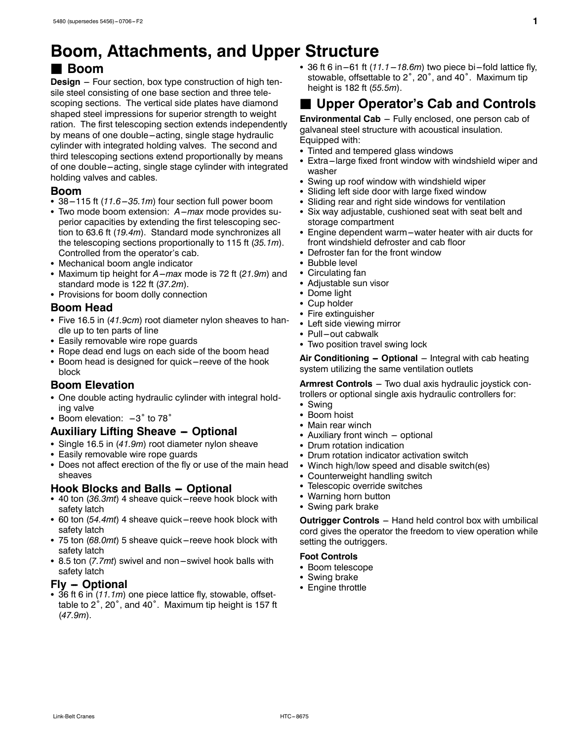# Boom, Attachments, and Upper Structure

## Boom

**Design** – Four section, box type construction of high tensile steel consisting of one base section and three telescoping sections. The vertical side plates have diamond shaped steel impressions for superior strength to weight ration. The first telescoping section extends independently by means of one double–acting, single stage hydraulic cylinder with integrated holding valves. The second and third telescoping sections extend proportionally by means of one double–acting, single stage cylinder with integrated holding valves and cables.

### Boom

- 38–115 ft (*11.6–35.1m*) four section full power boom
- Two mode boom extension: *A–max* mode provides superior capacities by extending the first telescoping section to 63.6 ft (*19.4m*). Standard mode synchronizes all the telescoping sections proportionally to 115 ft (*35.1m*). Controlled from the operator's cab.
- Mechanical boom angle indicator
- Maximum tip height for *A–max* mode is 72 ft (*21.9m*) and standard mode is 122 ft (*37.2m*).
- Provisions for boom dolly connection

### Boom Head

- Five 16.5 in (*41.9cm*) root diameter nylon sheaves to handle up to ten parts of line
- Easily removable wire rope guards
- Rope dead end lugs on each side of the boom head
- Boom head is designed for quick–reeve of the hook block

### Boom Elevation

- One double acting hydraulic cylinder with integral holding valve
- Boom elevation: –3° to 78°

### Auxiliary Lifting Sheave – Optional

- Single 16.5 in (*41.9m*) root diameter nylon sheave
- Easily removable wire rope guards
- Does not affect erection of the fly or use of the main head sheaves

### Hook Blocks and Balls – Optional

- 40 ton (*36.3mt*) 4 sheave quick–reeve hook block with safety latch
- 60 ton (*54.4mt*) 4 sheave quick–reeve hook block with safety latch
- 75 ton (*68.0mt*) 5 sheave quick–reeve hook block with safety latch
- 8.5 ton (*7.7mt*) swivel and non–swivel hook balls with safety latch

### Fly – Optional

- 36 ft 6 in (*11.1m*) one piece lattice fly, stowable, offsettable to 2°, 20°, and 40°. Maximum tip height is 157 ft (*47.9m*).
- 36 ft 6 in–61 ft (*11.1–18.6m*) two piece bi–fold lattice fly, stowable, offsettable to 2°, 20°, and 40°. Maximum tip height is 182 ft (*55.5m*).

## Upper Operator's Cab and Controls

**Environmental Cab** – Fully enclosed, one person cab of galvaneal steel structure with acoustical insulation. Equipped with:

- Tinted and tempered glass windows
- Extra–large fixed front window with windshield wiper and washer
- Swing up roof window with windshield wiper
- Sliding left side door with large fixed window
- Sliding rear and right side windows for ventilation
- Six way adjustable, cushioned seat with seat belt and storage compartment
- Engine dependent warm–water heater with air ducts for front windshield defroster and cab floor
- Defroster fan for the front window
- Bubble level
- Circulating fan
- Adjustable sun visor
- Dome light
- Cup holder
- Fire extinguisher
- Left side viewing mirror
- Pull–out cabwalk
- Two position travel swing lock

**Air Conditioning – Optional** – Integral with cab heating system utilizing the same ventilation outlets

**Armrest Controls** – Two dual axis hydraulic joystick controllers or optional single axis hydraulic controllers for:

- Swing
- Boom hoist
- Main rear winch
- Auxiliary front winch – optional
- Drum rotation indication
- Drum rotation indicator activation switch
- Winch high/low speed and disable switch(es)
- Counterweight handling switch
- Telescopic override switches
- Warning horn button
- Swing park brake

**Outrigger Controls** – Hand held control box with umbilical cord gives the operator the freedom to view operation while setting the outriggers.

**Foot Controls**

- Boom telescope
- Swing brake
- Engine throttle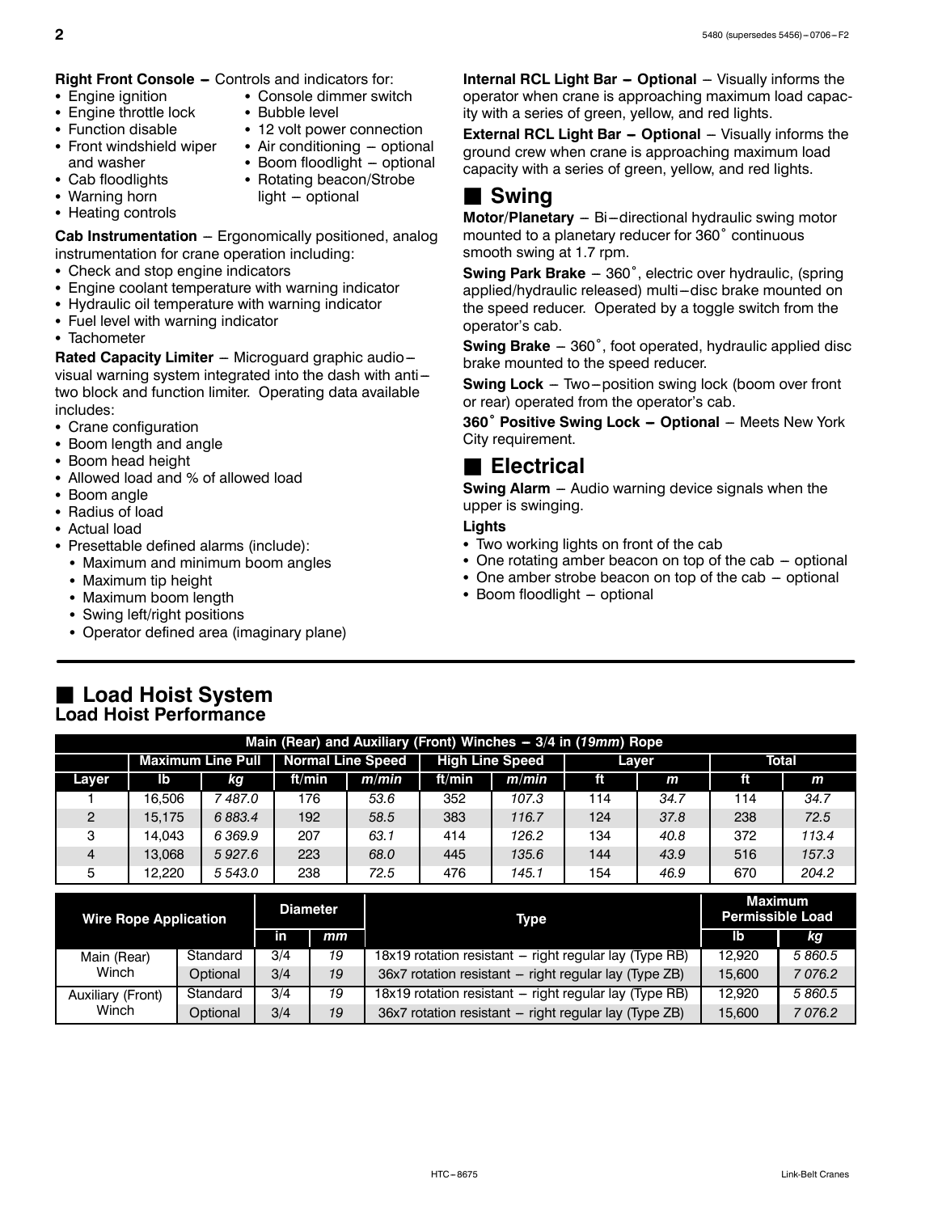**Right Front Console –** Controls and indicators for:

- Engine ignition
- Engine throttle lock
- Function disable
- Front windshield wiper and washer
- Cab floodlights
- Warning horn
- Heating controls
- Console dimmer switch
- Bubble level
- 12 volt power connection
- Air conditioning – optional
- Boom floodlight – optional
- Rotating beacon/Strobe light – optional

**Cab Instrumentation** – Ergonomically positioned, analog instrumentation for crane operation including:

- Check and stop engine indicators
- Engine coolant temperature with warning indicator
- Hydraulic oil temperature with warning indicator
- Fuel level with warning indicator
- Tachometer

**Rated Capacity Limiter** – Microguard graphic audio–visual warning system integrated into the dash with anti–two block and function limiter. Operating data available includes:

- Crane configuration
- Boom length and angle
- Boom head height
- Allowed load and % of allowed load
- Boom angle
- Radius of load
- Actual load
- Presettable defined alarms (include):
  - Maximum and minimum boom angles
  - Maximum tip height
  - Maximum boom length
  - Swing left/right positions
  - Operator defined area (imaginary plane)

**Internal RCL Light Bar – Optional** – Visually informs the operator when crane is approaching maximum load capacity with a series of green, yellow, and red lights.

**External RCL Light Bar – Optional** – Visually informs the ground crew when crane is approaching maximum load capacity with a series of green, yellow, and red lights.

## Swing

**Motor/Planetary** – Bi–directional hydraulic swing motor mounted to a planetary reducer for 360° continuous smooth swing at 1.7 rpm.

**Swing Park Brake** – 360°, electric over hydraulic, (spring applied/hydraulic released) multi–disc brake mounted on the speed reducer. Operated by a toggle switch from the operator's cab.

**Swing Brake** – 360°, foot operated, hydraulic applied disc brake mounted to the speed reducer.

**Swing Lock** – Two–position swing lock (boom over front or rear) operated from the operator's cab.

**360° Positive Swing Lock – Optional** – Meets New York City requirement.

## Electrical

**Swing Alarm** – Audio warning device signals when the upper is swinging.

**Lights**

- Two working lights on front of the cab
- One rotating amber beacon on top of the cab – optional
- One amber strobe beacon on top of the cab – optional
- Boom floodlight – optional

## Load Hoist System

### Load Hoist Performance

| Main (Rear) and Auxiliary (Front) Winches – 3/4 in (*19mm*) Rope | | | | | | | | | | |
|---|---|---|---|---|---|---|---|---|---|---|
| | Maximum Line Pull | | Normal Line Speed | | High Line Speed | | Layer | | Total | |
| Layer | lb | *kg* | ft/min | *m/min* | ft/min | *m/min* | ft | *m* | ft | *m* |
| 1 | 16,506 | *7 487.0* | 176 | *53.6* | 352 | *107.3* | 114 | *34.7* | 114 | *34.7* |
| 2 | 15,175 | *6 883.4* | 192 | *58.5* | 383 | *116.7* | 124 | *37.8* | 238 | *72.5* |
| 3 | 14,043 | *6 369.9* | 207 | *63.1* | 414 | *126.2* | 134 | *40.8* | 372 | *113.4* |
| 4 | 13,068 | *5 927.6* | 223 | *68.0* | 445 | *135.6* | 144 | *43.9* | 516 | *157.3* |
| 5 | 12,220 | *5 543.0* | 238 | *72.5* | 476 | *145.1* | 154 | *46.9* | 670 | *204.2* |

| Wire Rope Application | | Diameter | | Type | Maximum Permissible Load | |
|---|---|---|---|---|---|---|
| | | in | *mm* | | lb | *kg* |
| Main (Rear) Winch | Standard | 3/4 | *19* | 18x19 rotation resistant – right regular lay (Type RB) | 12,920 | *5 860.5* |
| | Optional | 3/4 | *19* | 36x7 rotation resistant – right regular lay (Type ZB) | 15,600 | *7 076.2* |
| Auxiliary (Front) Winch | Standard | 3/4 | *19* | 18x19 rotation resistant – right regular lay (Type RB) | 12,920 | *5 860.5* |
| | Optional | 3/4 | *19* | 36x7 rotation resistant – right regular lay (Type ZB) | 15,600 | *7 076.2* |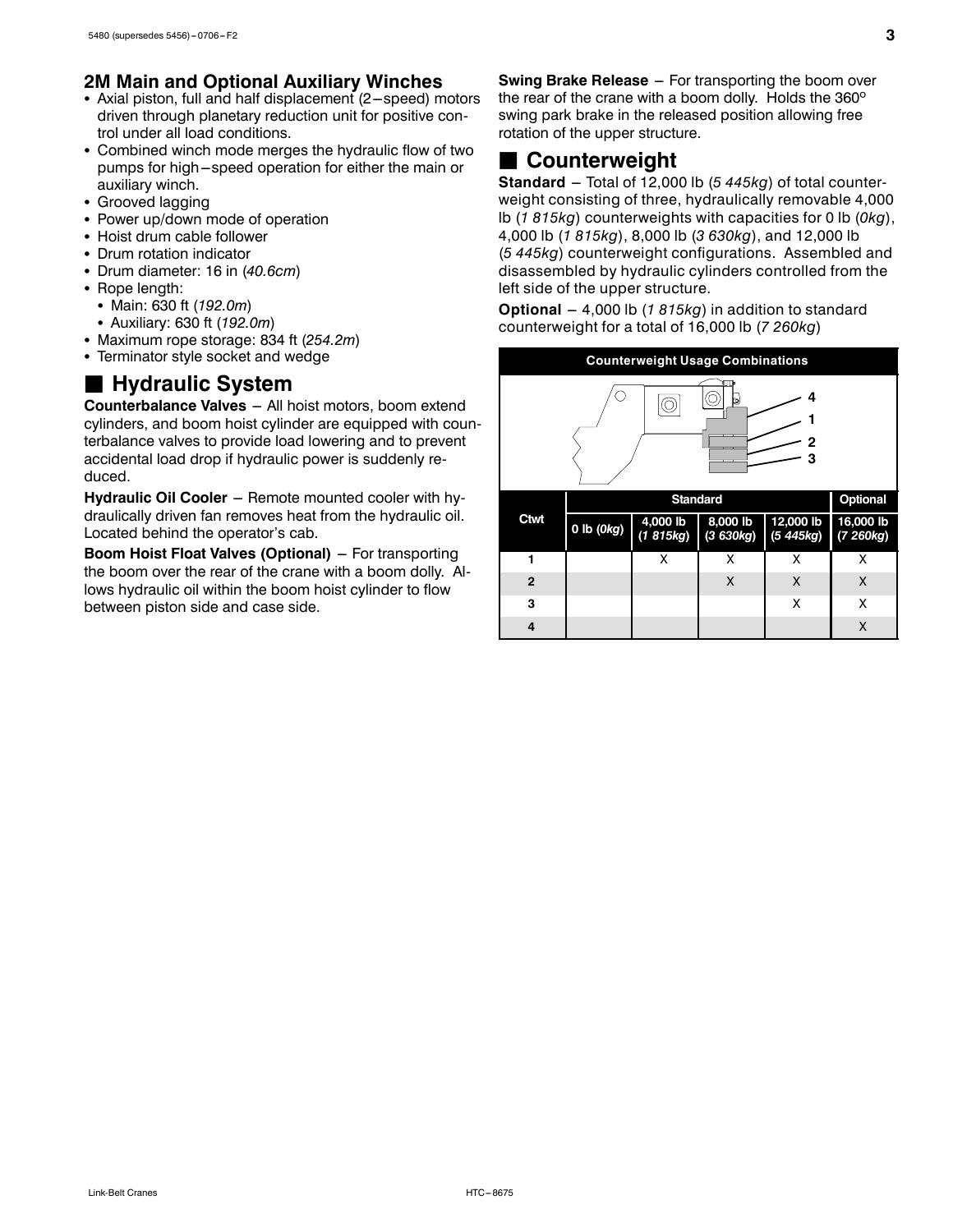## 2M Main and Optional Auxiliary Winches

- Axial piston, full and half displacement (2–speed) motors driven through planetary reduction unit for positive control under all load conditions.
- Combined winch mode merges the hydraulic flow of two pumps for high–speed operation for either the main or auxiliary winch.
- Grooved lagging
- Power up/down mode of operation
- Hoist drum cable follower
- Drum rotation indicator
- Drum diameter: 16 in (*40.6cm*)
- Rope length:
  - Main: 630 ft (*192.0m*)
  - Auxiliary: 630 ft (*192.0m*)
- Maximum rope storage: 834 ft (*254.2m*)
- Terminator style socket and wedge

## Hydraulic System

**Counterbalance Valves** – All hoist motors, boom extend cylinders, and boom hoist cylinder are equipped with counterbalance valves to provide load lowering and to prevent accidental load drop if hydraulic power is suddenly reduced.

**Hydraulic Oil Cooler** – Remote mounted cooler with hydraulically driven fan removes heat from the hydraulic oil. Located behind the operator's cab.

**Boom Hoist Float Valves (Optional)** – For transporting the boom over the rear of the crane with a boom dolly. Allows hydraulic oil within the boom hoist cylinder to flow between piston side and case side.

**Swing Brake Release** – For transporting the boom over the rear of the crane with a boom dolly. Holds the 360° swing park brake in the released position allowing free rotation of the upper structure.

## Counterweight

**Standard** – Total of 12,000 lb (*5 445kg*) of total counterweight consisting of three, hydraulically removable 4,000 lb (*1 815kg*) counterweights with capacities for 0 lb (*0kg*), 4,000 lb (*1 815kg*), 8,000 lb (*3 630kg*), and 12,000 lb (*5 445kg*) counterweight configurations. Assembled and disassembled by hydraulic cylinders controlled from the left side of the upper structure.

**Optional** – 4,000 lb (*1 815kg*) in addition to standard counterweight for a total of 16,000 lb (*7 260kg*)

**Counterweight Usage Combinations**

| Ctwt | Standard | | | | Optional |
|---|---|---|---|---|---|
| | 0 lb (*0kg*) | 4,000 lb (*1 815kg*) | 8,000 lb (*3 630kg*) | 12,000 lb (*5 445kg*) | 16,000 lb (*7 260kg*) |
| 1 | | X | X | X | X |
| 2 | | | X | X | X |
| 3 | | | | X | X |
| 4 | | | | | X |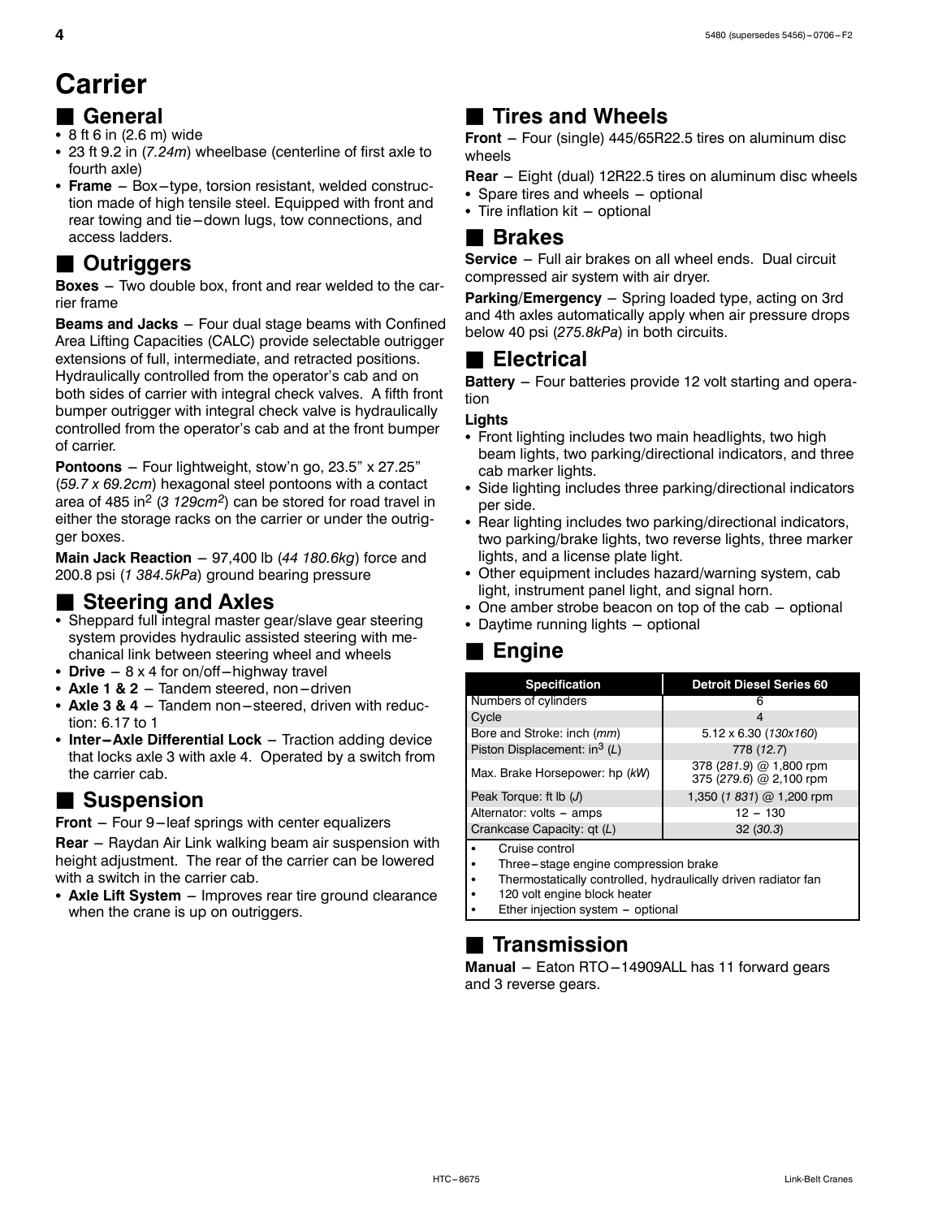# Carrier

## General

- 8 ft 6 in (2.6 m) wide
- 23 ft 9.2 in (*7.24m*) wheelbase (centerline of first axle to fourth axle)
- **Frame** – Box–type, torsion resistant, welded construction made of high tensile steel. Equipped with front and rear towing and tie–down lugs, tow connections, and access ladders.

## Outriggers

**Boxes** – Two double box, front and rear welded to the carrier frame

**Beams and Jacks** – Four dual stage beams with Confined Area Lifting Capacities (CALC) provide selectable outrigger extensions of full, intermediate, and retracted positions. Hydraulically controlled from the operator's cab and on both sides of carrier with integral check valves. A fifth front bumper outrigger with integral check valve is hydraulically controlled from the operator's cab and at the front bumper of carrier.

**Pontoons** – Four lightweight, stow'n go, 23.5" x 27.25" (*59.7 x 69.2cm*) hexagonal steel pontoons with a contact area of 485 in$^2$ (*3 129cm$^2$*) can be stored for road travel in either the storage racks on the carrier or under the outrigger boxes.

**Main Jack Reaction** – 97,400 lb (*44 180.6kg*) force and 200.8 psi (*1 384.5kPa*) ground bearing pressure

## Steering and Axles

- Sheppard full integral master gear/slave gear steering system provides hydraulic assisted steering with mechanical link between steering wheel and wheels
- **Drive** – 8 x 4 for on/off–highway travel
- **Axle 1 & 2** – Tandem steered, non–driven
- **Axle 3 & 4** – Tandem non–steered, driven with reduction: 6.17 to 1
- **Inter–Axle Differential Lock** – Traction adding device that locks axle 3 with axle 4. Operated by a switch from the carrier cab.

## Suspension

**Front** – Four 9–leaf springs with center equalizers

**Rear** – Raydan Air Link walking beam air suspension with height adjustment. The rear of the carrier can be lowered with a switch in the carrier cab.

- **Axle Lift System** – Improves rear tire ground clearance when the crane is up on outriggers.

## Tires and Wheels

**Front** – Four (single) 445/65R22.5 tires on aluminum disc wheels

**Rear** – Eight (dual) 12R22.5 tires on aluminum disc wheels

- Spare tires and wheels – optional
- Tire inflation kit – optional

## Brakes

**Service** – Full air brakes on all wheel ends. Dual circuit compressed air system with air dryer.

**Parking/Emergency** – Spring loaded type, acting on 3rd and 4th axles automatically apply when air pressure drops below 40 psi (*275.8kPa*) in both circuits.

## Electrical

**Battery** – Four batteries provide 12 volt starting and operation

**Lights**

- Front lighting includes two main headlights, two high beam lights, two parking/directional indicators, and three cab marker lights.
- Side lighting includes three parking/directional indicators per side.
- Rear lighting includes two parking/directional indicators, two parking/brake lights, two reverse lights, three marker lights, and a license plate light.
- Other equipment includes hazard/warning system, cab light, instrument panel light, and signal horn.
- One amber strobe beacon on top of the cab – optional
- Daytime running lights – optional

## Engine

| Specification | Detroit Diesel Series 60 |
|---|---|
| Numbers of cylinders | 6 |
| Cycle | 4 |
| Bore and Stroke: inch (*mm*) | 5.12 x 6.30 (*130x160*) |
| Piston Displacement: in$^3$ (*L*) | 778 (*12.7*) |
| Max. Brake Horsepower: hp (*kW*) | 378 (*281.9*) @ 1,800 rpm<br>375 (*279.6*) @ 2,100 rpm |
| Peak Torque: ft lb (*J*) | 1,350 (*1 831*) @ 1,200 rpm |
| Alternator: volts – amps | 12 – 130 |
| Crankcase Capacity: qt (*L*) | 32 (*30.3*) |

- Cruise control
- Three–stage engine compression brake
- Thermostatically controlled, hydraulically driven radiator fan
- 120 volt engine block heater
- Ether injection system – optional

## Transmission

**Manual** – Eaton RTO–14909ALL has 11 forward gears and 3 reverse gears.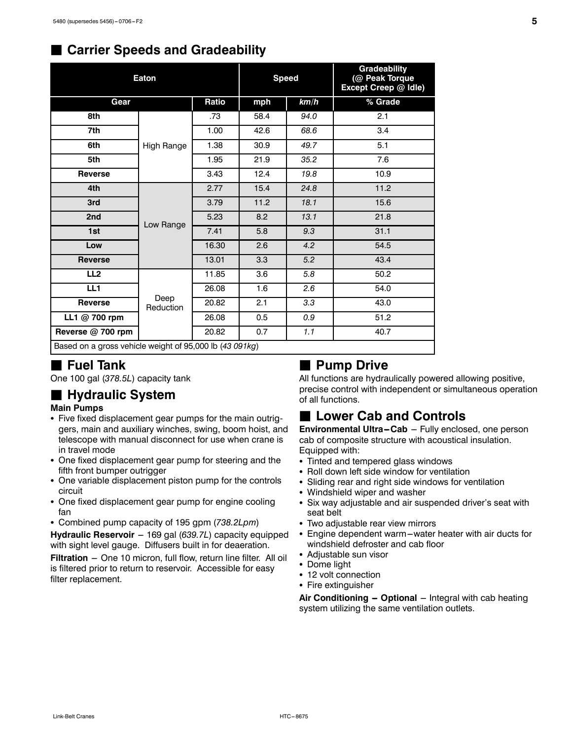## ■ Carrier Speeds and Gradeability

| Eaton | | | Speed | | Gradeability (@ Peak Torque Except Creep @ Idle) |
|---|---|---|---|---|---|
| Gear | | Ratio | mph | *km/h* | % Grade |
| 8th | High Range | .73 | 58.4 | *94.0* | 2.1 |
| 7th | | 1.00 | 42.6 | *68.6* | 3.4 |
| 6th | | 1.38 | 30.9 | *49.7* | 5.1 |
| 5th | | 1.95 | 21.9 | *35.2* | 7.6 |
| Reverse | | 3.43 | 12.4 | *19.8* | 10.9 |
| 4th | Low Range | 2.77 | 15.4 | *24.8* | 11.2 |
| 3rd | | 3.79 | 11.2 | *18.1* | 15.6 |
| 2nd | | 5.23 | 8.2 | *13.1* | 21.8 |
| 1st | | 7.41 | 5.8 | *9.3* | 31.1 |
| Low | | 16.30 | 2.6 | *4.2* | 54.5 |
| Reverse | | 13.01 | 3.3 | *5.2* | 43.4 |
| LL2 | Deep Reduction | 11.85 | 3.6 | *5.8* | 50.2 |
| LL1 | | 26.08 | 1.6 | *2.6* | 54.0 |
| Reverse | | 20.82 | 2.1 | *3.3* | 43.0 |
| LL1 @ 700 rpm | | 26.08 | 0.5 | *0.9* | 51.2 |
| Reverse @ 700 rpm | | 20.82 | 0.7 | *1.1* | 40.7 |

Based on a gross vehicle weight of 95,000 lb (*43 091kg*)

## ■ Fuel Tank

One 100 gal (*378.5L*) capacity tank

## ■ Hydraulic System

**Main Pumps**

- Five fixed displacement gear pumps for the main outriggers, main and auxiliary winches, swing, boom hoist, and telescope with manual disconnect for use when crane is in travel mode
- One fixed displacement gear pump for steering and the fifth front bumper outrigger
- One variable displacement piston pump for the controls circuit
- One fixed displacement gear pump for engine cooling fan
- Combined pump capacity of 195 gpm (*738.2Lpm*)

**Hydraulic Reservoir** – 169 gal (*639.7L*) capacity equipped with sight level gauge. Diffusers built in for deaeration.

**Filtration** – One 10 micron, full flow, return line filter. All oil is filtered prior to return to reservoir. Accessible for easy filter replacement.

## ■ Pump Drive

All functions are hydraulically powered allowing positive, precise control with independent or simultaneous operation of all functions.

## ■ Lower Cab and Controls

**Environmental Ultra–Cab** – Fully enclosed, one person cab of composite structure with acoustical insulation. Equipped with:

- Tinted and tempered glass windows
- Roll down left side window for ventilation
- Sliding rear and right side windows for ventilation
- Windshield wiper and washer
- Six way adjustable and air suspended driver's seat with seat belt
- Two adjustable rear view mirrors
- Engine dependent warm–water heater with air ducts for windshield defroster and cab floor
- Adjustable sun visor
- Dome light
- 12 volt connection
- Fire extinguisher

**Air Conditioning – Optional** – Integral with cab heating system utilizing the same ventilation outlets.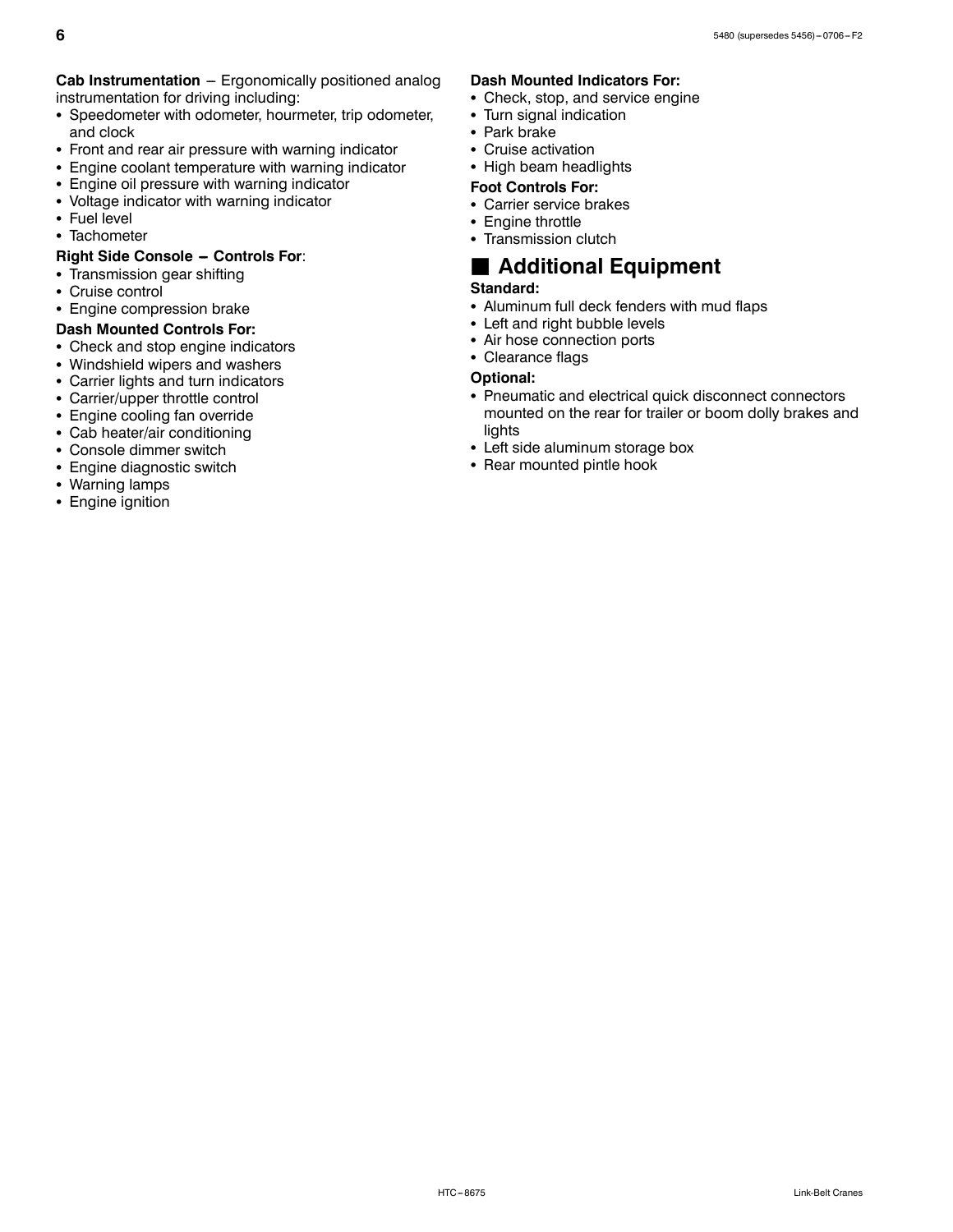**Cab Instrumentation** – Ergonomically positioned analog instrumentation for driving including:

- Speedometer with odometer, hourmeter, trip odometer, and clock
- Front and rear air pressure with warning indicator
- Engine coolant temperature with warning indicator
- Engine oil pressure with warning indicator
- Voltage indicator with warning indicator
- Fuel level
- Tachometer

**Right Side Console – Controls For**:

- Transmission gear shifting
- Cruise control
- Engine compression brake

**Dash Mounted Controls For:**

- Check and stop engine indicators
- Windshield wipers and washers
- Carrier lights and turn indicators
- Carrier/upper throttle control
- Engine cooling fan override
- Cab heater/air conditioning
- Console dimmer switch
- Engine diagnostic switch
- Warning lamps
- Engine ignition

**Dash Mounted Indicators For:**

- Check, stop, and service engine
- Turn signal indication
- Park brake
- Cruise activation
- High beam headlights

**Foot Controls For:**

- Carrier service brakes
- Engine throttle
- Transmission clutch

## Additional Equipment

**Standard:**

- Aluminum full deck fenders with mud flaps
- Left and right bubble levels
- Air hose connection ports
- Clearance flags

**Optional:**

- Pneumatic and electrical quick disconnect connectors mounted on the rear for trailer or boom dolly brakes and lights
- Left side aluminum storage box
- Rear mounted pintle hook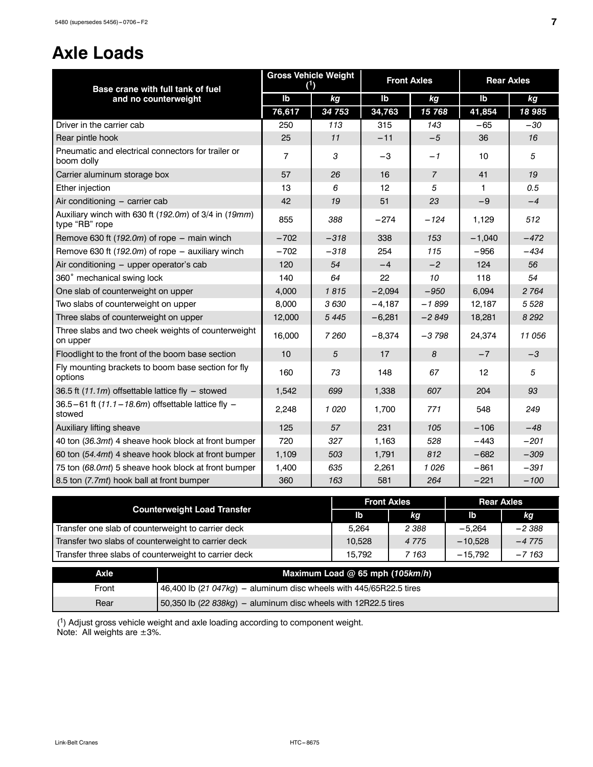# Axle Loads

| Base crane with full tank of fuel and no counterweight | Gross Vehicle Weight ([1]) | | Front Axles | | Rear Axles | |
|---|---|---|---|---|---|---|
| | lb | *kg* | lb | *kg* | lb | *kg* |
| | **76,617** | ***34 753*** | **34,763** | ***15 768*** | **41,854** | ***18 985*** |
| Driver in the carrier cab | 250 | *113* | 315 | *143* | −65 | *−30* |
| Rear pintle hook | 25 | *11* | −11 | *−5* | 36 | *16* |
| Pneumatic and electrical connectors for trailer or boom dolly | 7 | *3* | −3 | *−1* | 10 | *5* |
| Carrier aluminum storage box | 57 | *26* | 16 | *7* | 41 | *19* |
| Ether injection | 13 | *6* | 12 | *5* | 1 | *0.5* |
| Air conditioning − carrier cab | 42 | *19* | 51 | *23* | −9 | *−4* |
| Auxiliary winch with 630 ft (*192.0m*) of 3/4 in (*19mm*) type "RB" rope | 855 | *388* | −274 | *−124* | 1,129 | *512* |
| Remove 630 ft (*192.0m*) of rope − main winch | −702 | *−318* | 338 | *153* | −1,040 | *−472* |
| Remove 630 ft (*192.0m*) of rope − auxiliary winch | −702 | *−318* | 254 | *115* | −956 | *−434* |
| Air conditioning − upper operator's cab | 120 | *54* | −4 | *−2* | 124 | *56* |
| 360° mechanical swing lock | 140 | *64* | 22 | *10* | 118 | *54* |
| One slab of counterweight on upper | 4,000 | *1 815* | −2,094 | *−950* | 6,094 | *2 764* |
| Two slabs of counterweight on upper | 8,000 | *3 630* | −4,187 | *−1 899* | 12,187 | *5 528* |
| Three slabs of counterweight on upper | 12,000 | *5 445* | −6,281 | *−2 849* | 18,281 | *8 292* |
| Three slabs and two cheek weights of counterweight on upper | 16,000 | *7 260* | −8,374 | *−3 798* | 24,374 | *11 056* |
| Floodlight to the front of the boom base section | 10 | *5* | 17 | *8* | −7 | *−3* |
| Fly mounting brackets to boom base section for fly options | 160 | *73* | 148 | *67* | 12 | *5* |
| 36.5 ft (*11.1m*) offsettable lattice fly − stowed | 1,542 | *699* | 1,338 | *607* | 204 | *93* |
| 36.5−61 ft (*11.1−18.6m*) offsettable lattice fly − stowed | 2,248 | *1 020* | 1,700 | *771* | 548 | *249* |
| Auxiliary lifting sheave | 125 | *57* | 231 | *105* | −106 | *−48* |
| 40 ton (*36.3mt*) 4 sheave hook block at front bumper | 720 | *327* | 1,163 | *528* | −443 | *−201* |
| 60 ton (*54.4mt*) 4 sheave hook block at front bumper | 1,109 | *503* | 1,791 | *812* | −682 | *−309* |
| 75 ton (*68.0mt*) 5 sheave hook block at front bumper | 1,400 | *635* | 2,261 | *1 026* | −861 | *−391* |
| 8.5 ton (*7.7mt*) hook ball at front bumper | 360 | *163* | 581 | *264* | −221 | *−100* |

| Counterweight Load Transfer | Front Axles | | Rear Axles | |
|---|---|---|---|---|
| | lb | *kg* | lb | *kg* |
| Transfer one slab of counterweight to carrier deck | 5,264 | *2 388* | −5,264 | *−2 388* |
| Transfer two slabs of counterweight to carrier deck | 10,528 | *4 775* | −10,528 | *−4 775* |
| Transfer three slabs of counterweight to carrier deck | 15,792 | *7 163* | −15,792 | *−7 163* |

| Axle | Maximum Load @ 65 mph (*105km/h*) |
|---|---|
| Front | 46,400 lb (*21 047kg*) − aluminum disc wheels with 445/65R22.5 tires |
| Rear | 50,350 lb (*22 838kg*) − aluminum disc wheels with 12R22.5 tires |

([1]) Adjust gross vehicle weight and axle loading according to component weight.
Note: All weights are ±3%.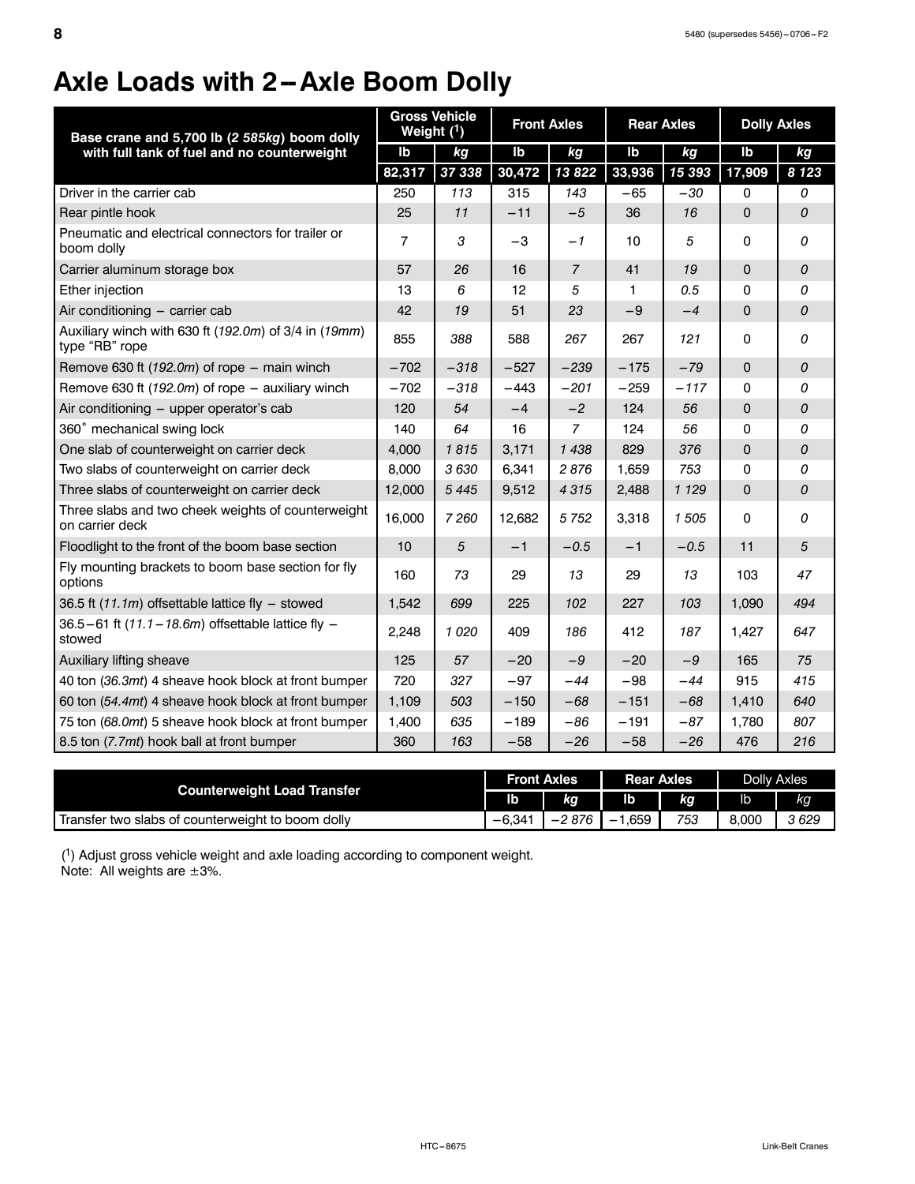# Axle Loads with 2 – Axle Boom Dolly

| Base crane and 5,700 lb (*2 585kg*) boom dolly with full tank of fuel and no counterweight | Gross Vehicle Weight (1) | | Front Axles | | Rear Axles | | Dolly Axles | |
|---|---|---|---|---|---|---|---|---|
| | lb | *kg* | lb | *kg* | lb | *kg* | lb | *kg* |
| | 82,317 | *37 338* | 30,472 | *13 822* | 33,936 | *15 393* | 17,909 | *8 123* |
| Driver in the carrier cab | 250 | *113* | 315 | *143* | −65 | *−30* | 0 | *0* |
| Rear pintle hook | 25 | *11* | −11 | *−5* | 36 | *16* | 0 | *0* |
| Pneumatic and electrical connectors for trailer or boom dolly | 7 | *3* | −3 | *−1* | 10 | *5* | 0 | *0* |
| Carrier aluminum storage box | 57 | *26* | 16 | *7* | 41 | *19* | 0 | *0* |
| Ether injection | 13 | *6* | 12 | *5* | 1 | *0.5* | 0 | *0* |
| Air conditioning – carrier cab | 42 | *19* | 51 | *23* | −9 | *−4* | 0 | *0* |
| Auxiliary winch with 630 ft (*192.0m*) of 3/4 in (*19mm*) type “RB” rope | 855 | *388* | 588 | *267* | 267 | *121* | 0 | *0* |
| Remove 630 ft (*192.0m*) of rope – main winch | −702 | *−318* | −527 | *−239* | −175 | *−79* | 0 | *0* |
| Remove 630 ft (*192.0m*) of rope – auxiliary winch | −702 | *−318* | −443 | *−201* | −259 | *−117* | 0 | *0* |
| Air conditioning – upper operator’s cab | 120 | *54* | −4 | *−2* | 124 | *56* | 0 | *0* |
| 360˚ mechanical swing lock | 140 | *64* | 16 | *7* | 124 | *56* | 0 | *0* |
| One slab of counterweight on carrier deck | 4,000 | *1 815* | 3,171 | *1 438* | 829 | *376* | 0 | *0* |
| Two slabs of counterweight on carrier deck | 8,000 | *3 630* | 6,341 | *2 876* | 1,659 | *753* | 0 | *0* |
| Three slabs of counterweight on carrier deck | 12,000 | *5 445* | 9,512 | *4 315* | 2,488 | *1 129* | 0 | *0* |
| Three slabs and two cheek weights of counterweight on carrier deck | 16,000 | *7 260* | 12,682 | *5 752* | 3,318 | *1 505* | 0 | *0* |
| Floodlight to the front of the boom base section | 10 | *5* | −1 | *−0.5* | −1 | *−0.5* | 11 | *5* |
| Fly mounting brackets to boom base section for fly options | 160 | *73* | 29 | *13* | 29 | *13* | 103 | *47* |
| 36.5 ft (*11.1m*) offsettable lattice fly – stowed | 1,542 | *699* | 225 | *102* | 227 | *103* | 1,090 | *494* |
| 36.5 – 61 ft (*11.1 – 18.6m*) offsettable lattice fly – stowed | 2,248 | *1 020* | 409 | *186* | 412 | *187* | 1,427 | *647* |
| Auxiliary lifting sheave | 125 | *57* | −20 | *−9* | −20 | *−9* | 165 | *75* |
| 40 ton (*36.3mt*) 4 sheave hook block at front bumper | 720 | *327* | −97 | *−44* | −98 | *−44* | 915 | *415* |
| 60 ton (*54.4mt*) 4 sheave hook block at front bumper | 1,109 | *503* | −150 | *−68* | −151 | *−68* | 1,410 | *640* |
| 75 ton (*68.0mt*) 5 sheave hook block at front bumper | 1,400 | *635* | −189 | *−86* | −191 | *−87* | 1,780 | *807* |
| 8.5 ton (*7.7mt*) hook ball at front bumper | 360 | *163* | −58 | *−26* | −58 | *−26* | 476 | *216* |

| Counterweight Load Transfer | Front Axles | | Rear Axles | | Dolly Axles | |
|---|---|---|---|---|---|---|
| | lb | *kg* | lb | *kg* | lb | *kg* |
| Transfer two slabs of counterweight to boom dolly | −6,341 | *−2 876* | −1,659 | *753* | 8,000 | *3 629* |

(1) Adjust gross vehicle weight and axle loading according to component weight.
Note: All weights are ±3%.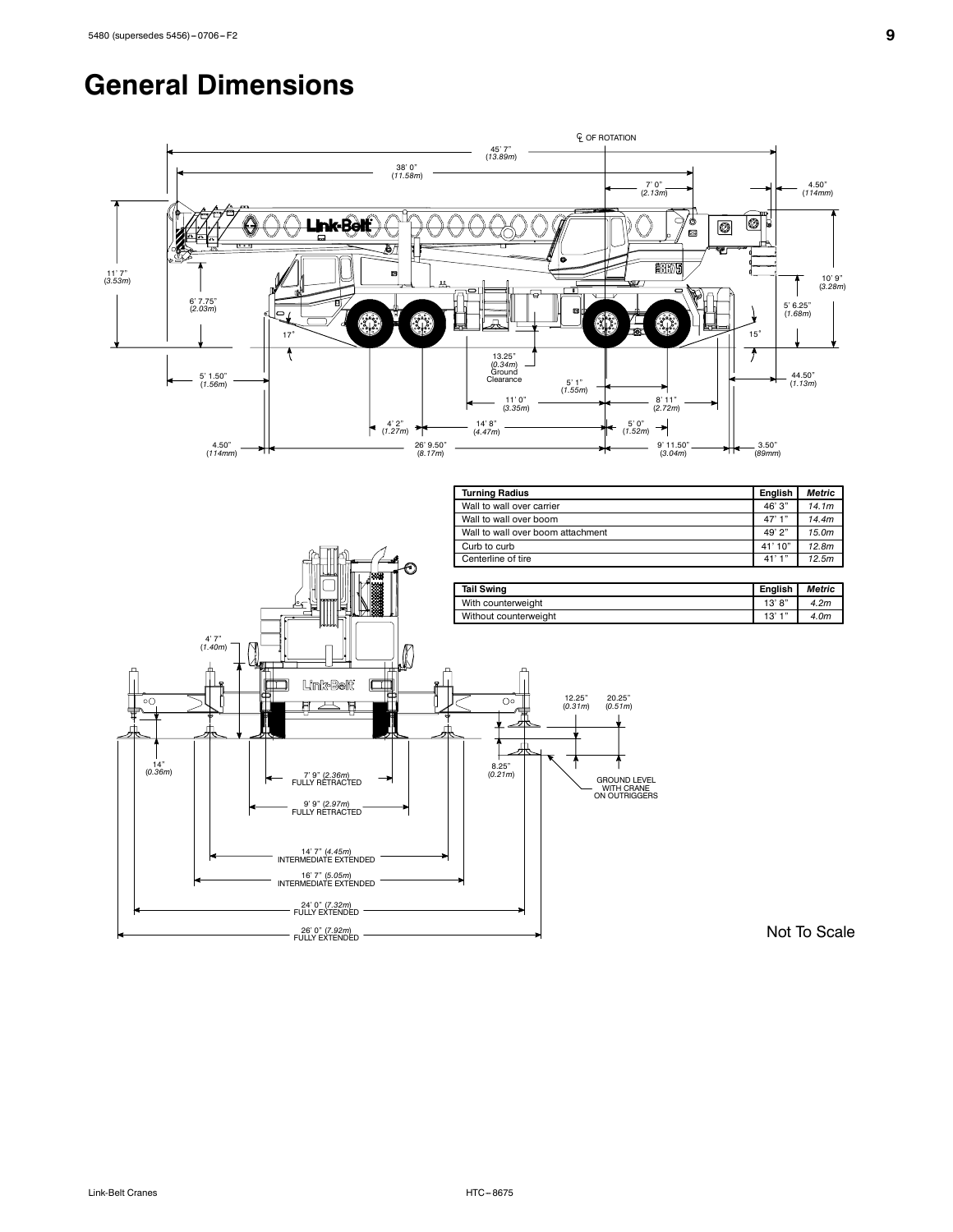# General Dimensions

| Turning Radius | English | Metric |
| --- | --- | --- |
| Wall to wall over carrier | 46' 3" | 14.1m |
| Wall to wall over boom | 47' 1" | 14.4m |
| Wall to wall over boom attachment | 49' 2" | 15.0m |
| Curb to curb | 41' 10" | 12.8m |
| Centerline of tire | 41' 1" | 12.5m |

| Tail Swing | English | Metric |
| --- | --- | --- |
| With counterweight | 13' 8" | 4.2m |
| Without counterweight | 13' 1" | 4.0m |

Not To Scale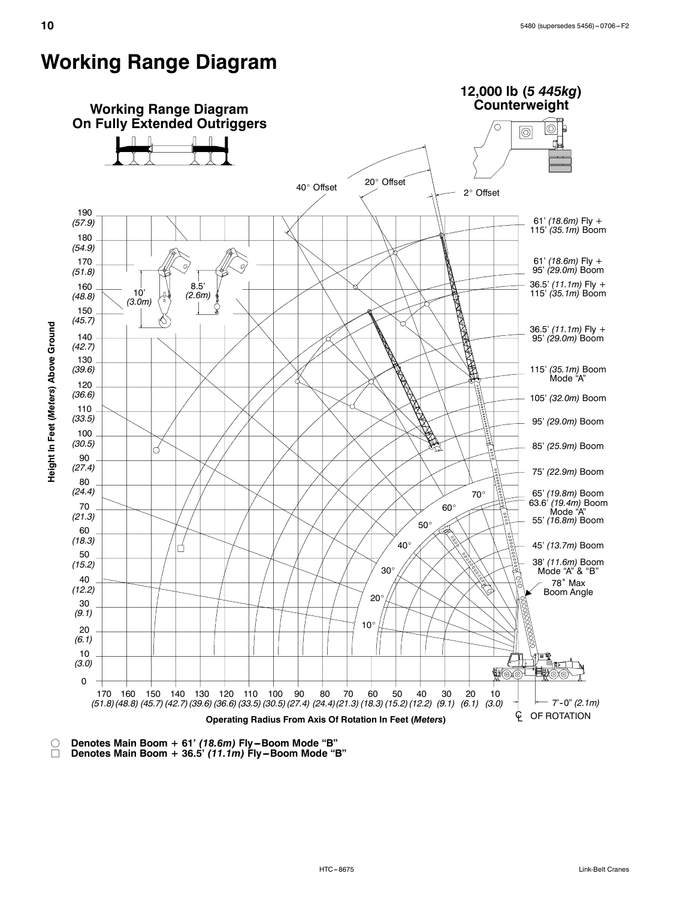# Working Range Diagram

**Working Range Diagram On Fully Extended Outriggers**

**12,000 lb (*5 445kg*) Counterweight**

40° Offset

20° Offset

2° Offset

61' *(18.6m)* Fly + 115' *(35.1m)* Boom

61' *(18.6m)* Fly + 95' *(29.0m)* Boom

36.5' *(11.1m)* Fly + 115' *(35.1m)* Boom

36.5' *(11.1m)* Fly + 95' *(29.0m)* Boom

115' *(35.1m)* Boom Mode "A"

105' *(32.0m)* Boom

95' *(29.0m)* Boom

85' *(25.9m)* Boom

75' *(22.9m)* Boom

65' *(19.8m)* Boom

63.6' *(19.4m)* Boom Mode "A"

55' *(16.8m)* Boom

45' *(13.7m)* Boom

38' *(11.6m)* Boom Mode "A" & "B"

78° Max Boom Angle

10' *(3.0m)*

8.5' *(2.6m)*

70°, 60°, 50°, 40°, 30°, 20°, 10°

**Height In Feet (*Meters*) Above Ground**

190 *(57.9)*, 180 *(54.9)*, 170 *(51.8)*, 160 *(48.8)*, 150 *(45.7)*, 140 *(42.7)*, 130 *(39.6)*, 120 *(36.6)*, 110 *(33.5)*, 100 *(30.5)*, 90 *(27.4)*, 80 *(24.4)*, 70 *(21.3)*, 60 *(18.3)*, 50 *(15.2)*, 40 *(12.2)*, 30 *(9.1)*, 20 *(6.1)*, 10 *(3.0)*, 0

170 *(51.8)*, 160 *(48.8)*, 150 *(45.7)*, 140 *(42.7)*, 130 *(39.6)*, 120 *(36.6)*, 110 *(33.5)*, 100 *(30.5)*, 90 *(27.4)*, 80 *(24.4)*, 70 *(21.3)*, 60 *(18.3)*, 50 *(15.2)*, 40 *(12.2)*, 30 *(9.1)*, 20 *(6.1)*, 10 *(3.0)*

7'-0" *(2.1m)*

℄ OF ROTATION

**Operating Radius From Axis Of Rotation In Feet (*Meters*)**

○ **Denotes Main Boom + 61' *(18.6m)* Fly–Boom Mode "B"**

□ **Denotes Main Boom + 36.5' *(11.1m)* Fly–Boom Mode "B"**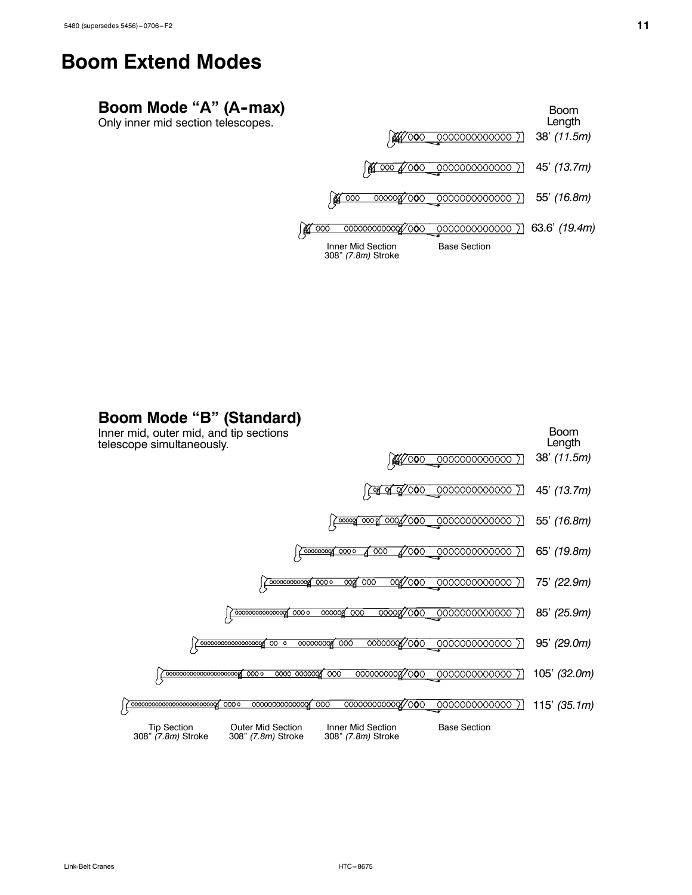# Boom Extend Modes

## Boom Mode "A" (A-max)

Only inner mid section telescopes.

| Boom Length |
|---|
| 38' *(11.5m)* |
| 45' *(13.7m)* |
| 55' *(16.8m)* |
| 63.6' *(19.4m)* |

Inner Mid Section 308" *(7.8m)* Stroke

Base Section

## Boom Mode "B" (Standard)

Inner mid, outer mid, and tip sections telescope simultaneously.

| Boom Length |
|---|
| 38' *(11.5m)* |
| 45' *(13.7m)* |
| 55' *(16.8m)* |
| 65' *(19.8m)* |
| 75' *(22.9m)* |
| 85' *(25.9m)* |
| 95' *(29.0m)* |
| 105' *(32.0m)* |
| 115' *(35.1m)* |

Tip Section 308" *(7.8m)* Stroke

Outer Mid Section 308" *(7.8m)* Stroke

Inner Mid Section 308" *(7.8m)* Stroke

Base Section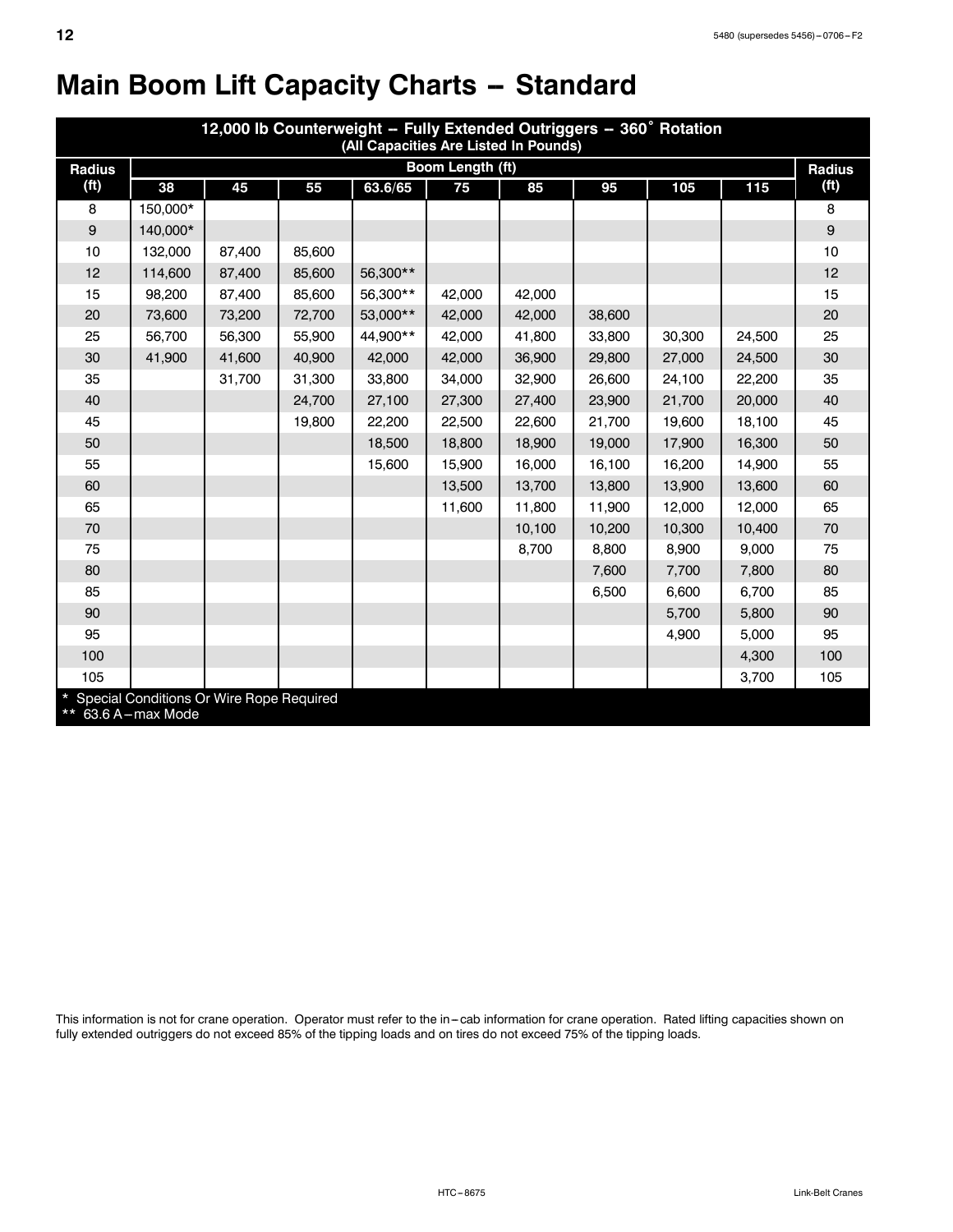# Main Boom Lift Capacity Charts – Standard

| 12,000 lb Counterweight -- Fully Extended Outriggers -- 360° Rotation (All Capacities Are Listed In Pounds) | | | | | | | | | | |
|---|---|---|---|---|---|---|---|---|---|---|
| Radius (ft) | Boom Length (ft) | | | | | | | | | Radius (ft) |
| | 38 | 45 | 55 | 63.6/65 | 75 | 85 | 95 | 105 | 115 | |
| 8 | 150,000* | | | | | | | | | 8 |
| 9 | 140,000* | | | | | | | | | 9 |
| 10 | 132,000 | 87,400 | 85,600 | | | | | | | 10 |
| 12 | 114,600 | 87,400 | 85,600 | 56,300** | | | | | | 12 |
| 15 | 98,200 | 87,400 | 85,600 | 56,300** | 42,000 | 42,000 | | | | 15 |
| 20 | 73,600 | 73,200 | 72,700 | 53,000** | 42,000 | 42,000 | 38,600 | | | 20 |
| 25 | 56,700 | 56,300 | 55,900 | 44,900** | 42,000 | 41,800 | 33,800 | 30,300 | 24,500 | 25 |
| 30 | 41,900 | 41,600 | 40,900 | 42,000 | 42,000 | 36,900 | 29,800 | 27,000 | 24,500 | 30 |
| 35 | | 31,700 | 31,300 | 33,800 | 34,000 | 32,900 | 26,600 | 24,100 | 22,200 | 35 |
| 40 | | | 24,700 | 27,100 | 27,300 | 27,400 | 23,900 | 21,700 | 20,000 | 40 |
| 45 | | | 19,800 | 22,200 | 22,500 | 22,600 | 21,700 | 19,600 | 18,100 | 45 |
| 50 | | | | 18,500 | 18,800 | 18,900 | 19,000 | 17,900 | 16,300 | 50 |
| 55 | | | | 15,600 | 15,900 | 16,000 | 16,100 | 16,200 | 14,900 | 55 |
| 60 | | | | | 13,500 | 13,700 | 13,800 | 13,900 | 13,600 | 60 |
| 65 | | | | | 11,600 | 11,800 | 11,900 | 12,000 | 12,000 | 65 |
| 70 | | | | | | 10,100 | 10,200 | 10,300 | 10,400 | 70 |
| 75 | | | | | | 8,700 | 8,800 | 8,900 | 9,000 | 75 |
| 80 | | | | | | | 7,600 | 7,700 | 7,800 | 80 |
| 85 | | | | | | | 6,500 | 6,600 | 6,700 | 85 |
| 90 | | | | | | | | 5,700 | 5,800 | 90 |
| 95 | | | | | | | | 4,900 | 5,000 | 95 |
| 100 | | | | | | | | | 4,300 | 100 |
| 105 | | | | | | | | | 3,700 | 105 |

\* Special Conditions Or Wire Rope Required
** 63.6 A – max Mode

This information is not for crane operation. Operator must refer to the in – cab information for crane operation. Rated lifting capacities shown on fully extended outriggers do not exceed 85% of the tipping loads and on tires do not exceed 75% of the tipping loads.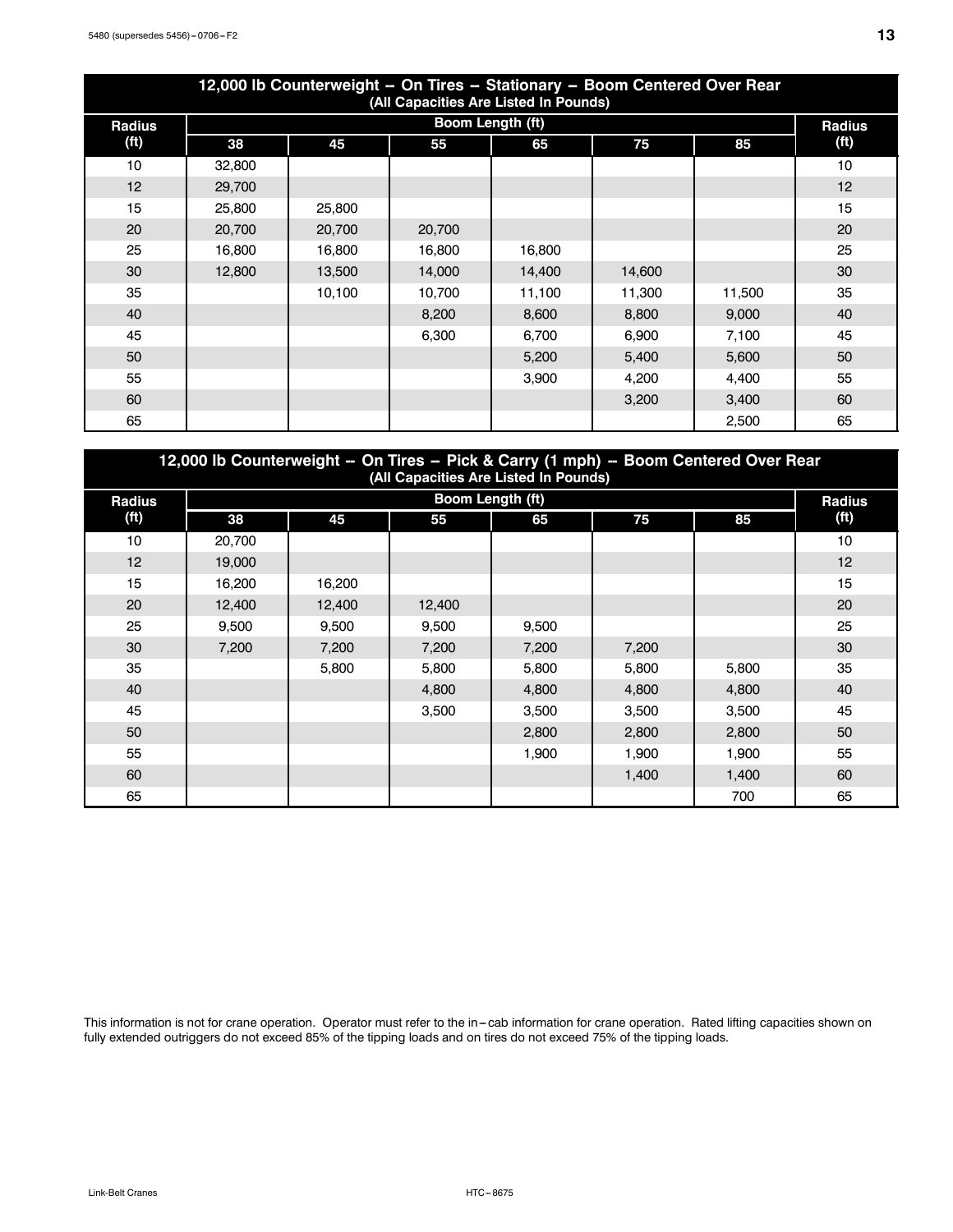| 12,000 lb Counterweight -- On Tires -- Stationary -- Boom Centered Over Rear (All Capacities Are Listed In Pounds) | | | | | | | |
|---|---|---|---|---|---|---|---|
| Radius (ft) | Boom Length (ft) | | | | | | Radius (ft) |
| | 38 | 45 | 55 | 65 | 75 | 85 | |
| 10 | 32,800 | | | | | | 10 |
| 12 | 29,700 | | | | | | 12 |
| 15 | 25,800 | 25,800 | | | | | 15 |
| 20 | 20,700 | 20,700 | 20,700 | | | | 20 |
| 25 | 16,800 | 16,800 | 16,800 | 16,800 | | | 25 |
| 30 | 12,800 | 13,500 | 14,000 | 14,400 | 14,600 | | 30 |
| 35 | | 10,100 | 10,700 | 11,100 | 11,300 | 11,500 | 35 |
| 40 | | | 8,200 | 8,600 | 8,800 | 9,000 | 40 |
| 45 | | | 6,300 | 6,700 | 6,900 | 7,100 | 45 |
| 50 | | | | 5,200 | 5,400 | 5,600 | 50 |
| 55 | | | | 3,900 | 4,200 | 4,400 | 55 |
| 60 | | | | | 3,200 | 3,400 | 60 |
| 65 | | | | | | 2,500 | 65 |

| 12,000 lb Counterweight -- On Tires -- Pick & Carry (1 mph) -- Boom Centered Over Rear (All Capacities Are Listed In Pounds) | | | | | | | |
|---|---|---|---|---|---|---|---|
| Radius (ft) | Boom Length (ft) | | | | | | Radius (ft) |
| | 38 | 45 | 55 | 65 | 75 | 85 | |
| 10 | 20,700 | | | | | | 10 |
| 12 | 19,000 | | | | | | 12 |
| 15 | 16,200 | 16,200 | | | | | 15 |
| 20 | 12,400 | 12,400 | 12,400 | | | | 20 |
| 25 | 9,500 | 9,500 | 9,500 | 9,500 | | | 25 |
| 30 | 7,200 | 7,200 | 7,200 | 7,200 | 7,200 | | 30 |
| 35 | | 5,800 | 5,800 | 5,800 | 5,800 | 5,800 | 35 |
| 40 | | | 4,800 | 4,800 | 4,800 | 4,800 | 40 |
| 45 | | | 3,500 | 3,500 | 3,500 | 3,500 | 45 |
| 50 | | | | 2,800 | 2,800 | 2,800 | 50 |
| 55 | | | | 1,900 | 1,900 | 1,900 | 55 |
| 60 | | | | | 1,400 | 1,400 | 60 |
| 65 | | | | | | 700 | 65 |

This information is not for crane operation. Operator must refer to the in–cab information for crane operation. Rated lifting capacities shown on fully extended outriggers do not exceed 85% of the tipping loads and on tires do not exceed 75% of the tipping loads.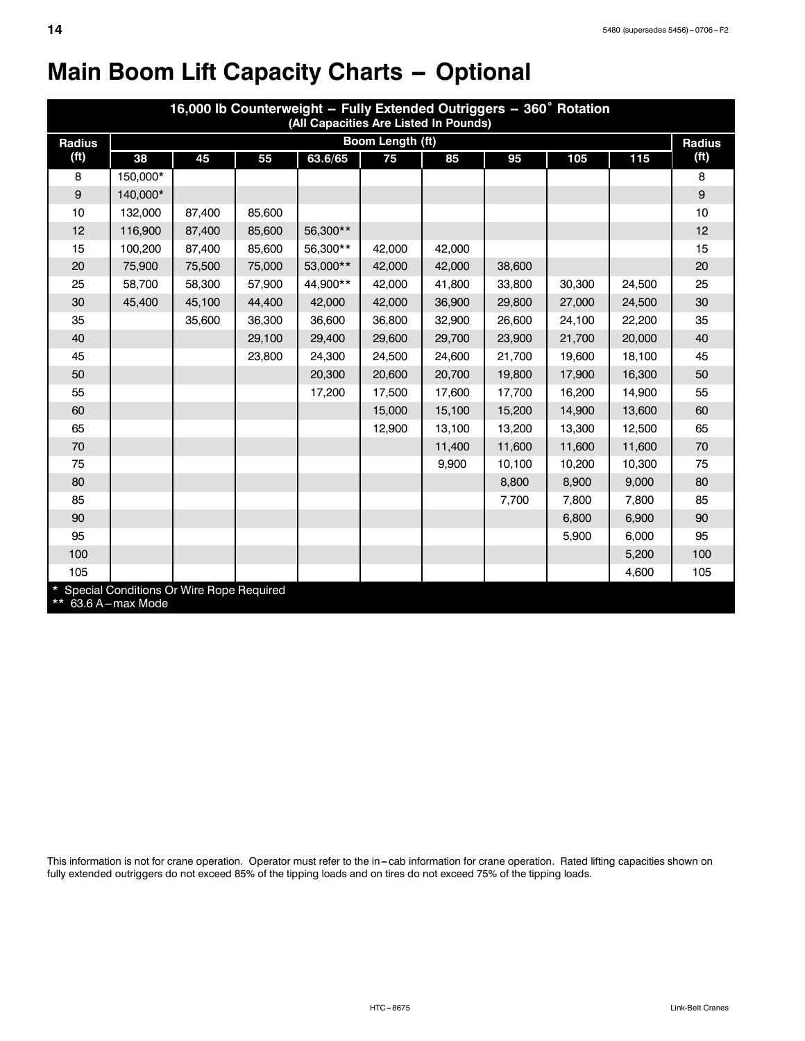# Main Boom Lift Capacity Charts – Optional

| 16,000 lb Counterweight – Fully Extended Outriggers – 360° Rotation (All Capacities Are Listed In Pounds) | | | | | | | | | | |
|---|---|---|---|---|---|---|---|---|---|---|
| Radius (ft) | Boom Length (ft) | | | | | | | | | Radius (ft) |
| | 38 | 45 | 55 | 63.6/65 | 75 | 85 | 95 | 105 | 115 | |
| 8 | 150,000* | | | | | | | | | 8 |
| 9 | 140,000* | | | | | | | | | 9 |
| 10 | 132,000 | 87,400 | 85,600 | | | | | | | 10 |
| 12 | 116,900 | 87,400 | 85,600 | 56,300** | | | | | | 12 |
| 15 | 100,200 | 87,400 | 85,600 | 56,300** | 42,000 | 42,000 | | | | 15 |
| 20 | 75,900 | 75,500 | 75,000 | 53,000** | 42,000 | 42,000 | 38,600 | | | 20 |
| 25 | 58,700 | 58,300 | 57,900 | 44,900** | 42,000 | 41,800 | 33,800 | 30,300 | 24,500 | 25 |
| 30 | 45,400 | 45,100 | 44,400 | 42,000 | 42,000 | 36,900 | 29,800 | 27,000 | 24,500 | 30 |
| 35 | | 35,600 | 36,300 | 36,600 | 36,800 | 32,900 | 26,600 | 24,100 | 22,200 | 35 |
| 40 | | | 29,100 | 29,400 | 29,600 | 29,700 | 23,900 | 21,700 | 20,000 | 40 |
| 45 | | | 23,800 | 24,300 | 24,500 | 24,600 | 21,700 | 19,600 | 18,100 | 45 |
| 50 | | | | 20,300 | 20,600 | 20,700 | 19,800 | 17,900 | 16,300 | 50 |
| 55 | | | | 17,200 | 17,500 | 17,600 | 17,700 | 16,200 | 14,900 | 55 |
| 60 | | | | | 15,000 | 15,100 | 15,200 | 14,900 | 13,600 | 60 |
| 65 | | | | | 12,900 | 13,100 | 13,200 | 13,300 | 12,500 | 65 |
| 70 | | | | | | 11,400 | 11,600 | 11,600 | 11,600 | 70 |
| 75 | | | | | | 9,900 | 10,100 | 10,200 | 10,300 | 75 |
| 80 | | | | | | | 8,800 | 8,900 | 9,000 | 80 |
| 85 | | | | | | | 7,700 | 7,800 | 7,800 | 85 |
| 90 | | | | | | | | 6,800 | 6,900 | 90 |
| 95 | | | | | | | | 5,900 | 6,000 | 95 |
| 100 | | | | | | | | | 5,200 | 100 |
| 105 | | | | | | | | | 4,600 | 105 |

\* Special Conditions Or Wire Rope Required
** 63.6 A–max Mode

This information is not for crane operation. Operator must refer to the in–cab information for crane operation. Rated lifting capacities shown on fully extended outriggers do not exceed 85% of the tipping loads and on tires do not exceed 75% of the tipping loads.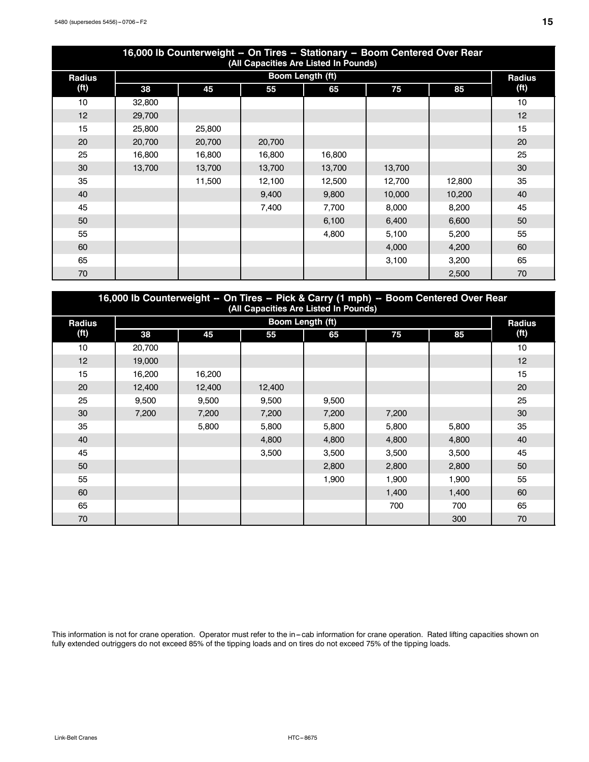| 16,000 lb Counterweight -- On Tires – Stationary – Boom Centered Over Rear (All Capacities Are Listed In Pounds) | | | | | | | |
|---|---|---|---|---|---|---|---|
| Radius (ft) | Boom Length (ft) | | | | | | Radius (ft) |
| | 38 | 45 | 55 | 65 | 75 | 85 | |
| 10 | 32,800 | | | | | | 10 |
| 12 | 29,700 | | | | | | 12 |
| 15 | 25,800 | 25,800 | | | | | 15 |
| 20 | 20,700 | 20,700 | 20,700 | | | | 20 |
| 25 | 16,800 | 16,800 | 16,800 | 16,800 | | | 25 |
| 30 | 13,700 | 13,700 | 13,700 | 13,700 | 13,700 | | 30 |
| 35 | | 11,500 | 12,100 | 12,500 | 12,700 | 12,800 | 35 |
| 40 | | | 9,400 | 9,800 | 10,000 | 10,200 | 40 |
| 45 | | | 7,400 | 7,700 | 8,000 | 8,200 | 45 |
| 50 | | | | 6,100 | 6,400 | 6,600 | 50 |
| 55 | | | | 4,800 | 5,100 | 5,200 | 55 |
| 60 | | | | | 4,000 | 4,200 | 60 |
| 65 | | | | | 3,100 | 3,200 | 65 |
| 70 | | | | | | 2,500 | 70 |

| 16,000 lb Counterweight -- On Tires – Pick & Carry (1 mph) -- Boom Centered Over Rear (All Capacities Are Listed In Pounds) | | | | | | | |
|---|---|---|---|---|---|---|---|
| Radius (ft) | Boom Length (ft) | | | | | | Radius (ft) |
| | 38 | 45 | 55 | 65 | 75 | 85 | |
| 10 | 20,700 | | | | | | 10 |
| 12 | 19,000 | | | | | | 12 |
| 15 | 16,200 | 16,200 | | | | | 15 |
| 20 | 12,400 | 12,400 | 12,400 | | | | 20 |
| 25 | 9,500 | 9,500 | 9,500 | 9,500 | | | 25 |
| 30 | 7,200 | 7,200 | 7,200 | 7,200 | 7,200 | | 30 |
| 35 | | 5,800 | 5,800 | 5,800 | 5,800 | 5,800 | 35 |
| 40 | | | 4,800 | 4,800 | 4,800 | 4,800 | 40 |
| 45 | | | 3,500 | 3,500 | 3,500 | 3,500 | 45 |
| 50 | | | | 2,800 | 2,800 | 2,800 | 50 |
| 55 | | | | 1,900 | 1,900 | 1,900 | 55 |
| 60 | | | | | 1,400 | 1,400 | 60 |
| 65 | | | | | 700 | 700 | 65 |
| 70 | | | | | | 300 | 70 |

This information is not for crane operation. Operator must refer to the in–cab information for crane operation. Rated lifting capacities shown on fully extended outriggers do not exceed 85% of the tipping loads and on tires do not exceed 75% of the tipping loads.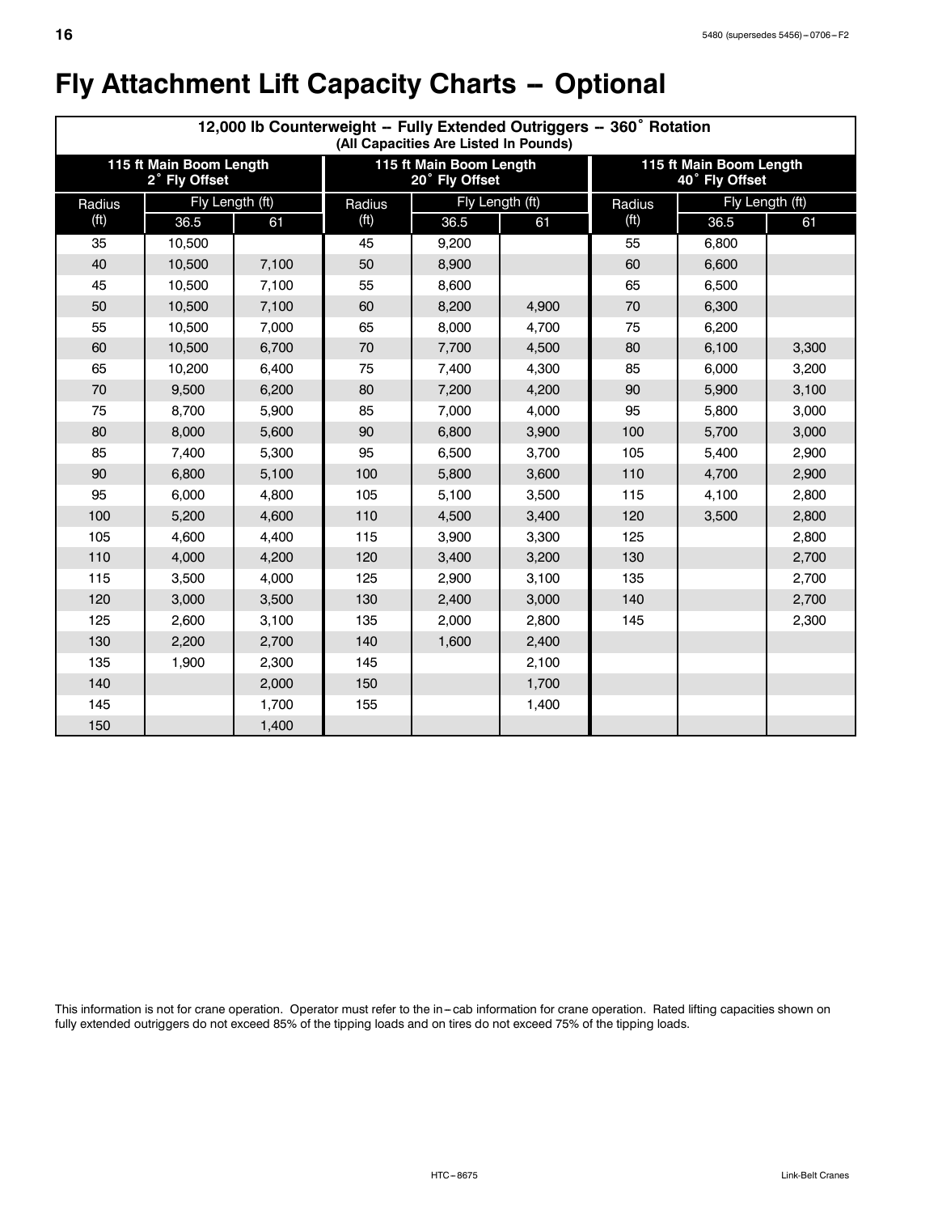# Fly Attachment Lift Capacity Charts -- Optional

| 12,000 lb Counterweight -- Fully Extended Outriggers -- 360° Rotation (All Capacities Are Listed In Pounds) | | | | | | | | |
|---|---|---|---|---|---|---|---|---|
| 115 ft Main Boom Length 2° Fly Offset | | | 115 ft Main Boom Length 20° Fly Offset | | | 115 ft Main Boom Length 40° Fly Offset | | |
| Radius (ft) | Fly Length (ft) | | Radius (ft) | Fly Length (ft) | | Radius (ft) | Fly Length (ft) | |
| | 36.5 | 61 | | 36.5 | 61 | | 36.5 | 61 |
| 35 | 10,500 | | 45 | 9,200 | | 55 | 6,800 | |
| 40 | 10,500 | 7,100 | 50 | 8,900 | | 60 | 6,600 | |
| 45 | 10,500 | 7,100 | 55 | 8,600 | | 65 | 6,500 | |
| 50 | 10,500 | 7,100 | 60 | 8,200 | 4,900 | 70 | 6,300 | |
| 55 | 10,500 | 7,000 | 65 | 8,000 | 4,700 | 75 | 6,200 | |
| 60 | 10,500 | 6,700 | 70 | 7,700 | 4,500 | 80 | 6,100 | 3,300 |
| 65 | 10,200 | 6,400 | 75 | 7,400 | 4,300 | 85 | 6,000 | 3,200 |
| 70 | 9,500 | 6,200 | 80 | 7,200 | 4,200 | 90 | 5,900 | 3,100 |
| 75 | 8,700 | 5,900 | 85 | 7,000 | 4,000 | 95 | 5,800 | 3,000 |
| 80 | 8,000 | 5,600 | 90 | 6,800 | 3,900 | 100 | 5,700 | 3,000 |
| 85 | 7,400 | 5,300 | 95 | 6,500 | 3,700 | 105 | 5,400 | 2,900 |
| 90 | 6,800 | 5,100 | 100 | 5,800 | 3,600 | 110 | 4,700 | 2,900 |
| 95 | 6,000 | 4,800 | 105 | 5,100 | 3,500 | 115 | 4,100 | 2,800 |
| 100 | 5,200 | 4,600 | 110 | 4,500 | 3,400 | 120 | 3,500 | 2,800 |
| 105 | 4,600 | 4,400 | 115 | 3,900 | 3,300 | 125 | | 2,800 |
| 110 | 4,000 | 4,200 | 120 | 3,400 | 3,200 | 130 | | 2,700 |
| 115 | 3,500 | 4,000 | 125 | 2,900 | 3,100 | 135 | | 2,700 |
| 120 | 3,000 | 3,500 | 130 | 2,400 | 3,000 | 140 | | 2,700 |
| 125 | 2,600 | 3,100 | 135 | 2,000 | 2,800 | 145 | | 2,300 |
| 130 | 2,200 | 2,700 | 140 | 1,600 | 2,400 | | | |
| 135 | 1,900 | 2,300 | 145 | | 2,100 | | | |
| 140 | | 2,000 | 150 | | 1,700 | | | |
| 145 | | 1,700 | 155 | | 1,400 | | | |
| 150 | | 1,400 | | | | | | |

This information is not for crane operation. Operator must refer to the in-cab information for crane operation. Rated lifting capacities shown on fully extended outriggers do not exceed 85% of the tipping loads and on tires do not exceed 75% of the tipping loads.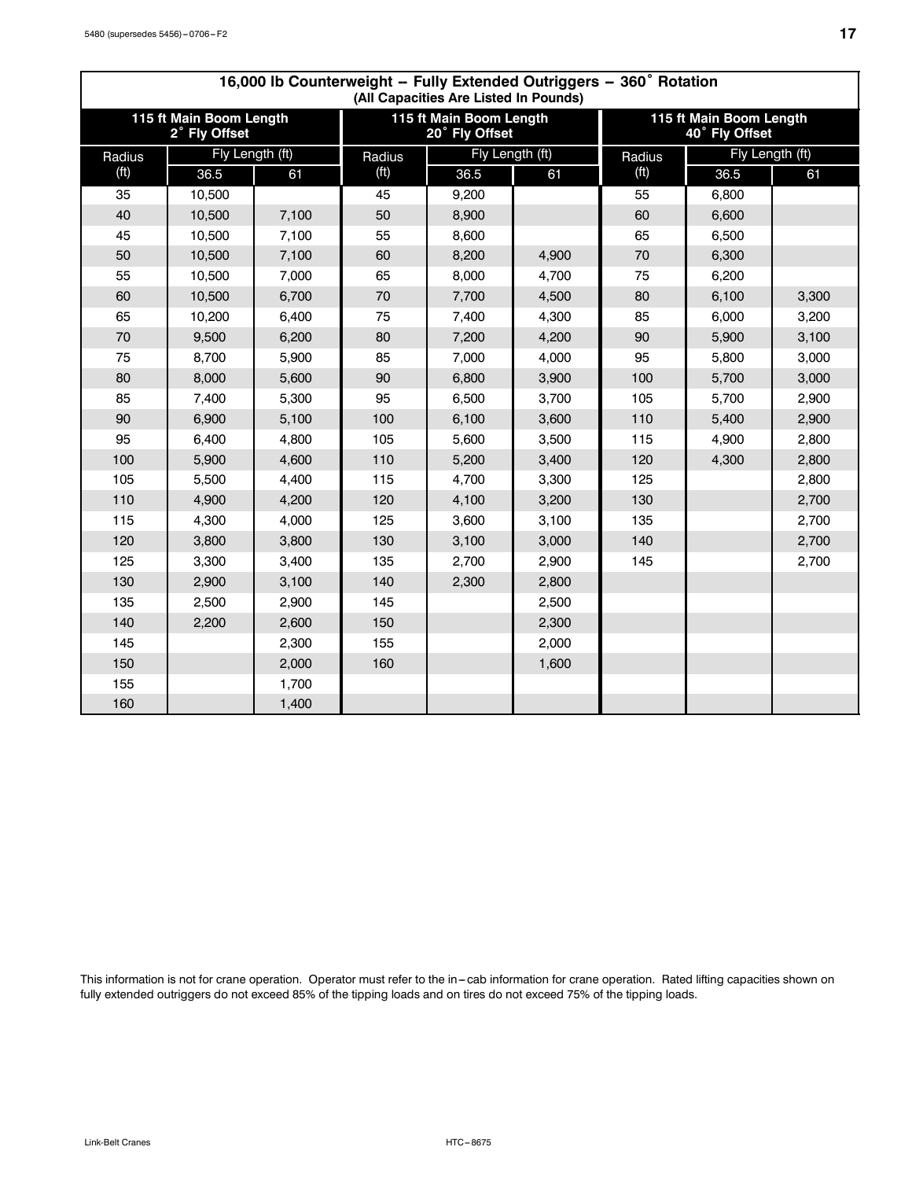| 16,000 lb Counterweight -- Fully Extended Outriggers -- 360° Rotation (All Capacities Are Listed In Pounds) | | | | | | | | |
|---|---|---|---|---|---|---|---|---|
| 115 ft Main Boom Length 2° Fly Offset | | | 115 ft Main Boom Length 20° Fly Offset | | | 115 ft Main Boom Length 40° Fly Offset | | |
| Radius (ft) | Fly Length (ft) | | Radius (ft) | Fly Length (ft) | | Radius (ft) | Fly Length (ft) | |
| | 36.5 | 61 | | 36.5 | 61 | | 36.5 | 61 |
| 35 | 10,500 | | 45 | 9,200 | | 55 | 6,800 | |
| 40 | 10,500 | 7,100 | 50 | 8,900 | | 60 | 6,600 | |
| 45 | 10,500 | 7,100 | 55 | 8,600 | | 65 | 6,500 | |
| 50 | 10,500 | 7,100 | 60 | 8,200 | 4,900 | 70 | 6,300 | |
| 55 | 10,500 | 7,000 | 65 | 8,000 | 4,700 | 75 | 6,200 | |
| 60 | 10,500 | 6,700 | 70 | 7,700 | 4,500 | 80 | 6,100 | 3,300 |
| 65 | 10,200 | 6,400 | 75 | 7,400 | 4,300 | 85 | 6,000 | 3,200 |
| 70 | 9,500 | 6,200 | 80 | 7,200 | 4,200 | 90 | 5,900 | 3,100 |
| 75 | 8,700 | 5,900 | 85 | 7,000 | 4,000 | 95 | 5,800 | 3,000 |
| 80 | 8,000 | 5,600 | 90 | 6,800 | 3,900 | 100 | 5,700 | 3,000 |
| 85 | 7,400 | 5,300 | 95 | 6,500 | 3,700 | 105 | 5,700 | 2,900 |
| 90 | 6,900 | 5,100 | 100 | 6,100 | 3,600 | 110 | 5,400 | 2,900 |
| 95 | 6,400 | 4,800 | 105 | 5,600 | 3,500 | 115 | 4,900 | 2,800 |
| 100 | 5,900 | 4,600 | 110 | 5,200 | 3,400 | 120 | 4,300 | 2,800 |
| 105 | 5,500 | 4,400 | 115 | 4,700 | 3,300 | 125 | | 2,800 |
| 110 | 4,900 | 4,200 | 120 | 4,100 | 3,200 | 130 | | 2,700 |
| 115 | 4,300 | 4,000 | 125 | 3,600 | 3,100 | 135 | | 2,700 |
| 120 | 3,800 | 3,800 | 130 | 3,100 | 3,000 | 140 | | 2,700 |
| 125 | 3,300 | 3,400 | 135 | 2,700 | 2,900 | 145 | | 2,700 |
| 130 | 2,900 | 3,100 | 140 | 2,300 | 2,800 | | | |
| 135 | 2,500 | 2,900 | 145 | | 2,500 | | | |
| 140 | 2,200 | 2,600 | 150 | | 2,300 | | | |
| 145 | | 2,300 | 155 | | 2,000 | | | |
| 150 | | 2,000 | 160 | | 1,600 | | | |
| 155 | | 1,700 | | | | | | |
| 160 | | 1,400 | | | | | | |

This information is not for crane operation. Operator must refer to the in-cab information for crane operation. Rated lifting capacities shown on fully extended outriggers do not exceed 85% of the tipping loads and on tires do not exceed 75% of the tipping loads.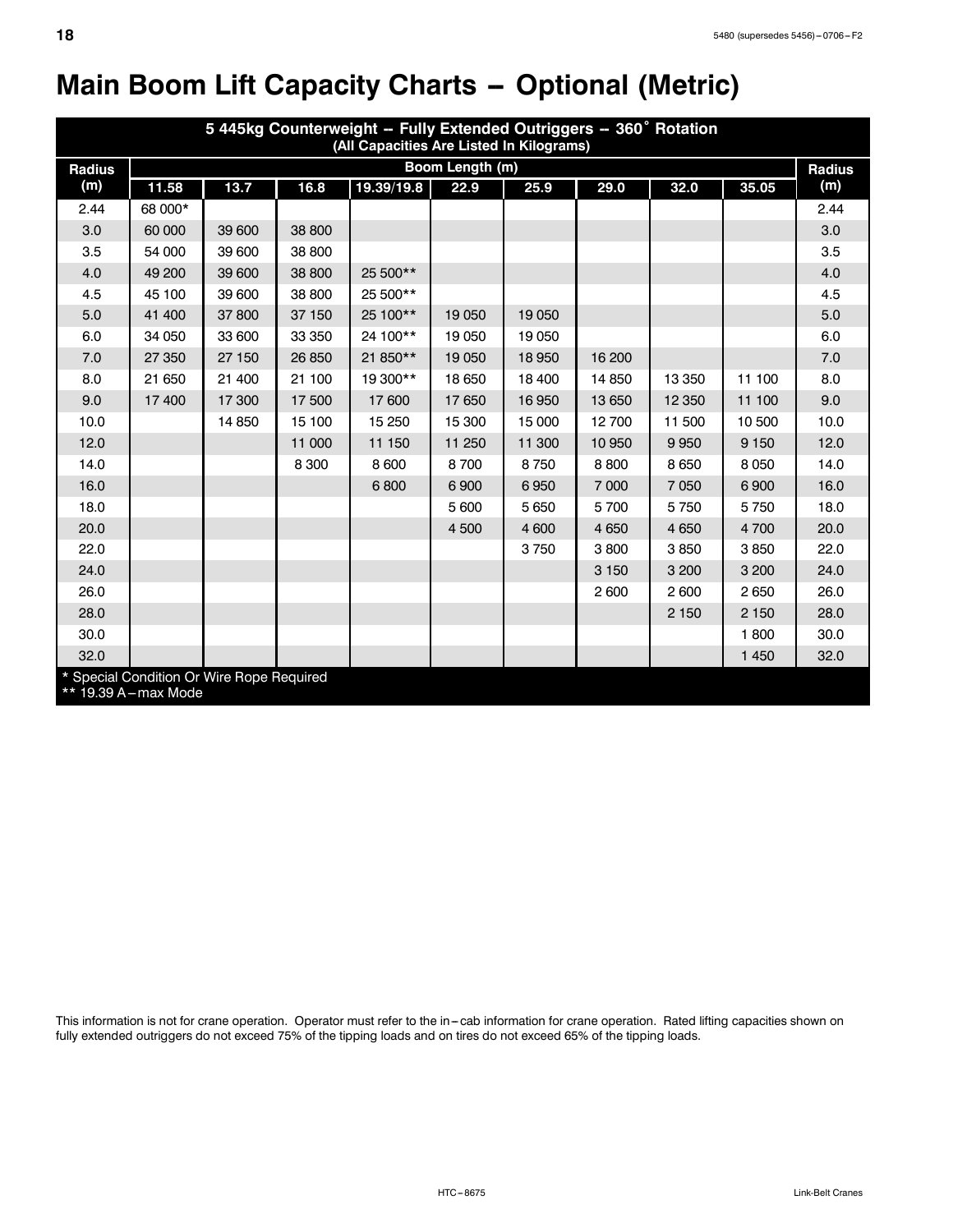# Main Boom Lift Capacity Charts – Optional (Metric)

| 5 445kg Counterweight -- Fully Extended Outriggers -- 360° Rotation (All Capacities Are Listed In Kilograms) | | | | | | | | | | |
|---|---|---|---|---|---|---|---|---|---|---|
| Radius (m) | Boom Length (m) | | | | | | | | | Radius (m) |
| | 11.58 | 13.7 | 16.8 | 19.39/19.8 | 22.9 | 25.9 | 29.0 | 32.0 | 35.05 | |
| 2.44 | 68 000* | | | | | | | | | 2.44 |
| 3.0 | 60 000 | 39 600 | 38 800 | | | | | | | 3.0 |
| 3.5 | 54 000 | 39 600 | 38 800 | | | | | | | 3.5 |
| 4.0 | 49 200 | 39 600 | 38 800 | 25 500** | | | | | | 4.0 |
| 4.5 | 45 100 | 39 600 | 38 800 | 25 500** | | | | | | 4.5 |
| 5.0 | 41 400 | 37 800 | 37 150 | 25 100** | 19 050 | 19 050 | | | | 5.0 |
| 6.0 | 34 050 | 33 600 | 33 350 | 24 100** | 19 050 | 19 050 | | | | 6.0 |
| 7.0 | 27 350 | 27 150 | 26 850 | 21 850** | 19 050 | 18 950 | 16 200 | | | 7.0 |
| 8.0 | 21 650 | 21 400 | 21 100 | 19 300** | 18 650 | 18 400 | 14 850 | 13 350 | 11 100 | 8.0 |
| 9.0 | 17 400 | 17 300 | 17 500 | 17 600 | 17 650 | 16 950 | 13 650 | 12 350 | 11 100 | 9.0 |
| 10.0 | | 14 850 | 15 100 | 15 250 | 15 300 | 15 000 | 12 700 | 11 500 | 10 500 | 10.0 |
| 12.0 | | | 11 000 | 11 150 | 11 250 | 11 300 | 10 950 | 9 950 | 9 150 | 12.0 |
| 14.0 | | | 8 300 | 8 600 | 8 700 | 8 750 | 8 800 | 8 650 | 8 050 | 14.0 |
| 16.0 | | | | 6 800 | 6 900 | 6 950 | 7 000 | 7 050 | 6 900 | 16.0 |
| 18.0 | | | | | 5 600 | 5 650 | 5 700 | 5 750 | 5 750 | 18.0 |
| 20.0 | | | | | 4 500 | 4 600 | 4 650 | 4 650 | 4 700 | 20.0 |
| 22.0 | | | | | | 3 750 | 3 800 | 3 850 | 3 850 | 22.0 |
| 24.0 | | | | | | | 3 150 | 3 200 | 3 200 | 24.0 |
| 26.0 | | | | | | | 2 600 | 2 600 | 2 650 | 26.0 |
| 28.0 | | | | | | | | 2 150 | 2 150 | 28.0 |
| 30.0 | | | | | | | | | 1 800 | 30.0 |
| 32.0 | | | | | | | | | 1 450 | 32.0 |

\* Special Condition Or Wire Rope Required
** 19.39 A–max Mode

This information is not for crane operation. Operator must refer to the in–cab information for crane operation. Rated lifting capacities shown on fully extended outriggers do not exceed 75% of the tipping loads and on tires do not exceed 65% of the tipping loads.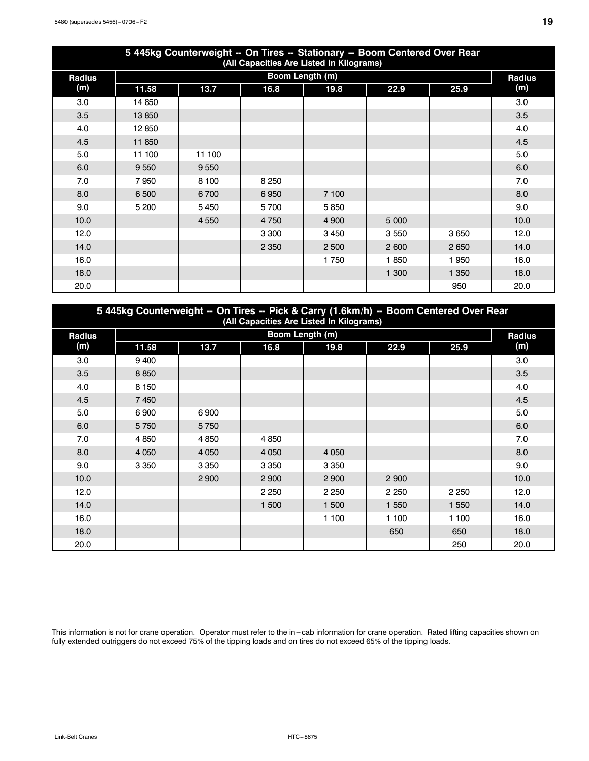| 5 445kg Counterweight -- On Tires -- Stationary -- Boom Centered Over Rear (All Capacities Are Listed In Kilograms) | | | | | | | |
|---|---|---|---|---|---|---|---|
| Radius (m) | Boom Length (m) | | | | | | Radius (m) |
| | 11.58 | 13.7 | 16.8 | 19.8 | 22.9 | 25.9 | |
| 3.0 | 14 850 | | | | | | 3.0 |
| 3.5 | 13 850 | | | | | | 3.5 |
| 4.0 | 12 850 | | | | | | 4.0 |
| 4.5 | 11 850 | | | | | | 4.5 |
| 5.0 | 11 100 | 11 100 | | | | | 5.0 |
| 6.0 | 9 550 | 9 550 | | | | | 6.0 |
| 7.0 | 7 950 | 8 100 | 8 250 | | | | 7.0 |
| 8.0 | 6 500 | 6 700 | 6 950 | 7 100 | | | 8.0 |
| 9.0 | 5 200 | 5 450 | 5 700 | 5 850 | | | 9.0 |
| 10.0 | | 4 550 | 4 750 | 4 900 | 5 000 | | 10.0 |
| 12.0 | | | 3 300 | 3 450 | 3 550 | 3 650 | 12.0 |
| 14.0 | | | 2 350 | 2 500 | 2 600 | 2 650 | 14.0 |
| 16.0 | | | | 1 750 | 1 850 | 1 950 | 16.0 |
| 18.0 | | | | | 1 300 | 1 350 | 18.0 |
| 20.0 | | | | | | 950 | 20.0 |

| 5 445kg Counterweight -- On Tires -- Pick & Carry (1.6km/h) -- Boom Centered Over Rear (All Capacities Are Listed In Kilograms) | | | | | | | |
|---|---|---|---|---|---|---|---|
| Radius (m) | Boom Length (m) | | | | | | Radius (m) |
| | 11.58 | 13.7 | 16.8 | 19.8 | 22.9 | 25.9 | |
| 3.0 | 9 400 | | | | | | 3.0 |
| 3.5 | 8 850 | | | | | | 3.5 |
| 4.0 | 8 150 | | | | | | 4.0 |
| 4.5 | 7 450 | | | | | | 4.5 |
| 5.0 | 6 900 | 6 900 | | | | | 5.0 |
| 6.0 | 5 750 | 5 750 | | | | | 6.0 |
| 7.0 | 4 850 | 4 850 | 4 850 | | | | 7.0 |
| 8.0 | 4 050 | 4 050 | 4 050 | 4 050 | | | 8.0 |
| 9.0 | 3 350 | 3 350 | 3 350 | 3 350 | | | 9.0 |
| 10.0 | | 2 900 | 2 900 | 2 900 | 2 900 | | 10.0 |
| 12.0 | | | 2 250 | 2 250 | 2 250 | 2 250 | 12.0 |
| 14.0 | | | 1 500 | 1 500 | 1 550 | 1 550 | 14.0 |
| 16.0 | | | | 1 100 | 1 100 | 1 100 | 16.0 |
| 18.0 | | | | | 650 | 650 | 18.0 |
| 20.0 | | | | | | 250 | 20.0 |

This information is not for crane operation. Operator must refer to the in-cab information for crane operation. Rated lifting capacities shown on fully extended outriggers do not exceed 75% of the tipping loads and on tires do not exceed 65% of the tipping loads.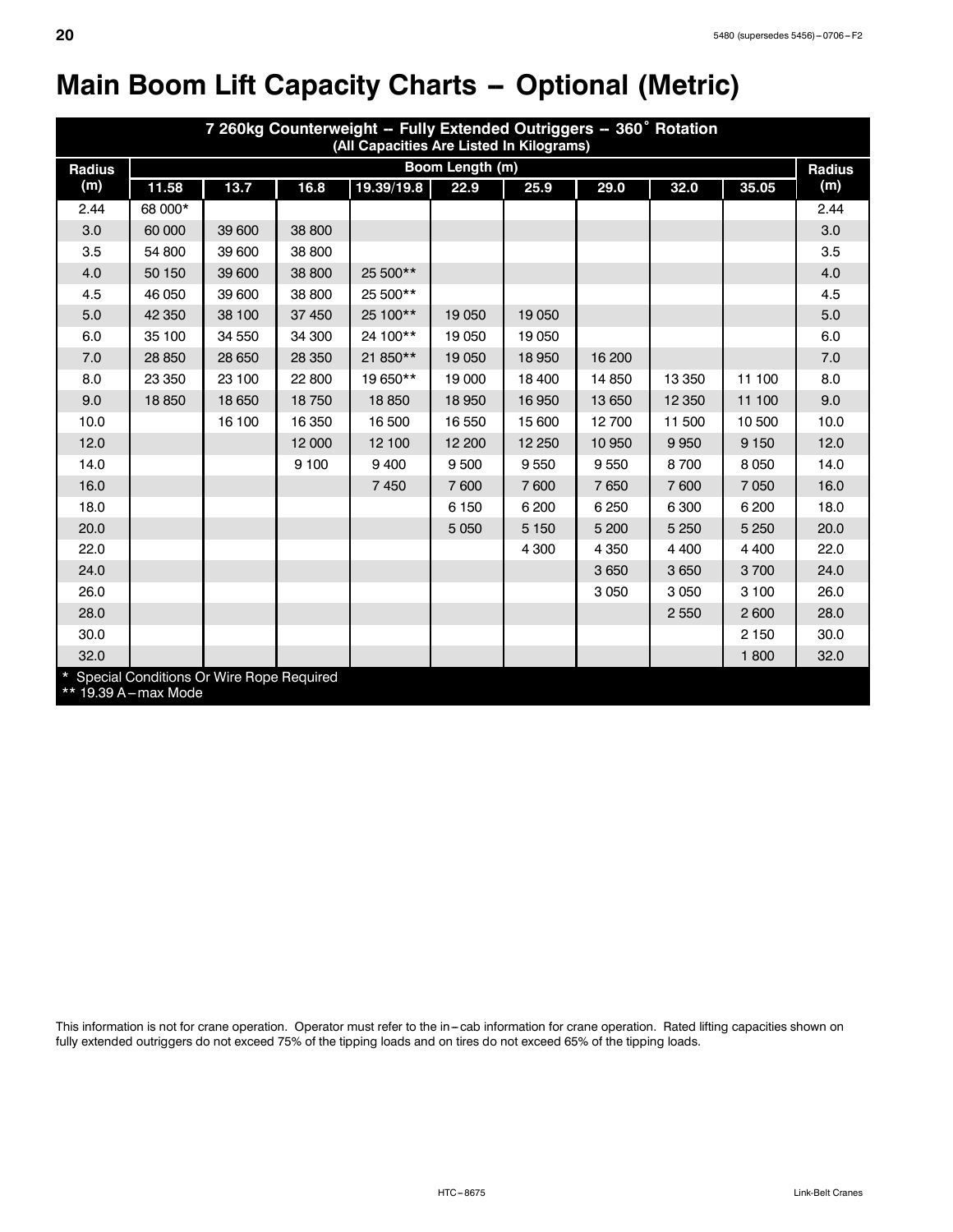# Main Boom Lift Capacity Charts – Optional (Metric)

| 7 260kg Counterweight -- Fully Extended Outriggers -- 360˚ Rotation (All Capacities Are Listed In Kilograms) | | | | | | | | | | |
|---|---|---|---|---|---|---|---|---|---|---|
| Radius (m) | Boom Length (m) | | | | | | | | | Radius (m) |
| | 11.58 | 13.7 | 16.8 | 19.39/19.8 | 22.9 | 25.9 | 29.0 | 32.0 | 35.05 | |
| 2.44 | 68 000* | | | | | | | | | 2.44 |
| 3.0 | 60 000 | 39 600 | 38 800 | | | | | | | 3.0 |
| 3.5 | 54 800 | 39 600 | 38 800 | | | | | | | 3.5 |
| 4.0 | 50 150 | 39 600 | 38 800 | 25 500** | | | | | | 4.0 |
| 4.5 | 46 050 | 39 600 | 38 800 | 25 500** | | | | | | 4.5 |
| 5.0 | 42 350 | 38 100 | 37 450 | 25 100** | 19 050 | 19 050 | | | | 5.0 |
| 6.0 | 35 100 | 34 550 | 34 300 | 24 100** | 19 050 | 19 050 | | | | 6.0 |
| 7.0 | 28 850 | 28 650 | 28 350 | 21 850** | 19 050 | 18 950 | 16 200 | | | 7.0 |
| 8.0 | 23 350 | 23 100 | 22 800 | 19 650** | 19 000 | 18 400 | 14 850 | 13 350 | 11 100 | 8.0 |
| 9.0 | 18 850 | 18 650 | 18 750 | 18 850 | 18 950 | 16 950 | 13 650 | 12 350 | 11 100 | 9.0 |
| 10.0 | | 16 100 | 16 350 | 16 500 | 16 550 | 15 600 | 12 700 | 11 500 | 10 500 | 10.0 |
| 12.0 | | | 12 000 | 12 100 | 12 200 | 12 250 | 10 950 | 9 950 | 9 150 | 12.0 |
| 14.0 | | | 9 100 | 9 400 | 9 500 | 9 550 | 9 550 | 8 700 | 8 050 | 14.0 |
| 16.0 | | | | 7 450 | 7 600 | 7 600 | 7 650 | 7 600 | 7 050 | 16.0 |
| 18.0 | | | | | 6 150 | 6 200 | 6 250 | 6 300 | 6 200 | 18.0 |
| 20.0 | | | | | 5 050 | 5 150 | 5 200 | 5 250 | 5 250 | 20.0 |
| 22.0 | | | | | | 4 300 | 4 350 | 4 400 | 4 400 | 22.0 |
| 24.0 | | | | | | | 3 650 | 3 650 | 3 700 | 24.0 |
| 26.0 | | | | | | | 3 050 | 3 050 | 3 100 | 26.0 |
| 28.0 | | | | | | | | 2 550 | 2 600 | 28.0 |
| 30.0 | | | | | | | | | 2 150 | 30.0 |
| 32.0 | | | | | | | | | 1 800 | 32.0 |

\* Special Conditions Or Wire Rope Required
** 19.39 A–max Mode

This information is not for crane operation. Operator must refer to the in–cab information for crane operation. Rated lifting capacities shown on fully extended outriggers do not exceed 75% of the tipping loads and on tires do not exceed 65% of the tipping loads.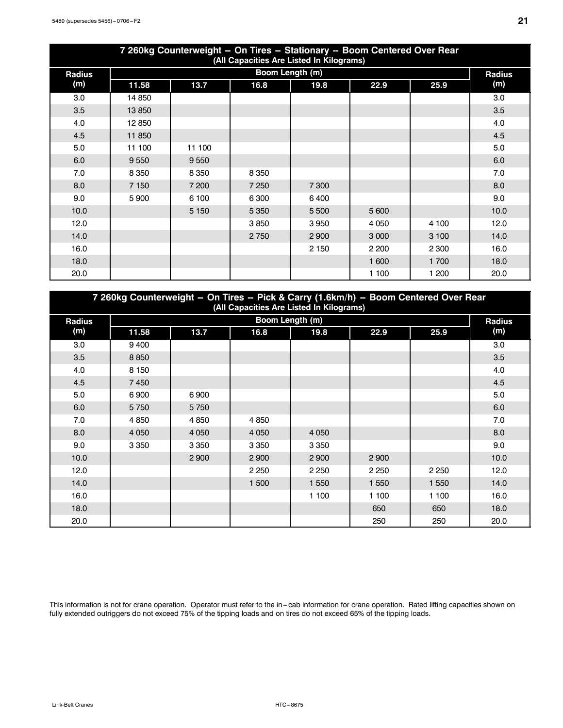| 7 260kg Counterweight -- On Tires -- Stationary -- Boom Centered Over Rear (All Capacities Are Listed In Kilograms) | | | | | | | |
|---|---|---|---|---|---|---|---|
| Radius (m) | Boom Length (m) | | | | | | Radius (m) |
| | 11.58 | 13.7 | 16.8 | 19.8 | 22.9 | 25.9 | |
| 3.0 | 14 850 | | | | | | 3.0 |
| 3.5 | 13 850 | | | | | | 3.5 |
| 4.0 | 12 850 | | | | | | 4.0 |
| 4.5 | 11 850 | | | | | | 4.5 |
| 5.0 | 11 100 | 11 100 | | | | | 5.0 |
| 6.0 | 9 550 | 9 550 | | | | | 6.0 |
| 7.0 | 8 350 | 8 350 | 8 350 | | | | 7.0 |
| 8.0 | 7 150 | 7 200 | 7 250 | 7 300 | | | 8.0 |
| 9.0 | 5 900 | 6 100 | 6 300 | 6 400 | | | 9.0 |
| 10.0 | | 5 150 | 5 350 | 5 500 | 5 600 | | 10.0 |
| 12.0 | | | 3 850 | 3 950 | 4 050 | 4 100 | 12.0 |
| 14.0 | | | 2 750 | 2 900 | 3 000 | 3 100 | 14.0 |
| 16.0 | | | | 2 150 | 2 200 | 2 300 | 16.0 |
| 18.0 | | | | | 1 600 | 1 700 | 18.0 |
| 20.0 | | | | | 1 100 | 1 200 | 20.0 |

| 7 260kg Counterweight -- On Tires -- Pick & Carry (1.6km/h) -- Boom Centered Over Rear (All Capacities Are Listed In Kilograms) | | | | | | | |
|---|---|---|---|---|---|---|---|
| Radius (m) | Boom Length (m) | | | | | | Radius (m) |
| | 11.58 | 13.7 | 16.8 | 19.8 | 22.9 | 25.9 | |
| 3.0 | 9 400 | | | | | | 3.0 |
| 3.5 | 8 850 | | | | | | 3.5 |
| 4.0 | 8 150 | | | | | | 4.0 |
| 4.5 | 7 450 | | | | | | 4.5 |
| 5.0 | 6 900 | 6 900 | | | | | 5.0 |
| 6.0 | 5 750 | 5 750 | | | | | 6.0 |
| 7.0 | 4 850 | 4 850 | 4 850 | | | | 7.0 |
| 8.0 | 4 050 | 4 050 | 4 050 | 4 050 | | | 8.0 |
| 9.0 | 3 350 | 3 350 | 3 350 | 3 350 | | | 9.0 |
| 10.0 | | 2 900 | 2 900 | 2 900 | 2 900 | | 10.0 |
| 12.0 | | | 2 250 | 2 250 | 2 250 | 2 250 | 12.0 |
| 14.0 | | | 1 500 | 1 550 | 1 550 | 1 550 | 14.0 |
| 16.0 | | | | 1 100 | 1 100 | 1 100 | 16.0 |
| 18.0 | | | | | 650 | 650 | 18.0 |
| 20.0 | | | | | 250 | 250 | 20.0 |

This information is not for crane operation. Operator must refer to the in–cab information for crane operation. Rated lifting capacities shown on fully extended outriggers do not exceed 75% of the tipping loads and on tires do not exceed 65% of the tipping loads.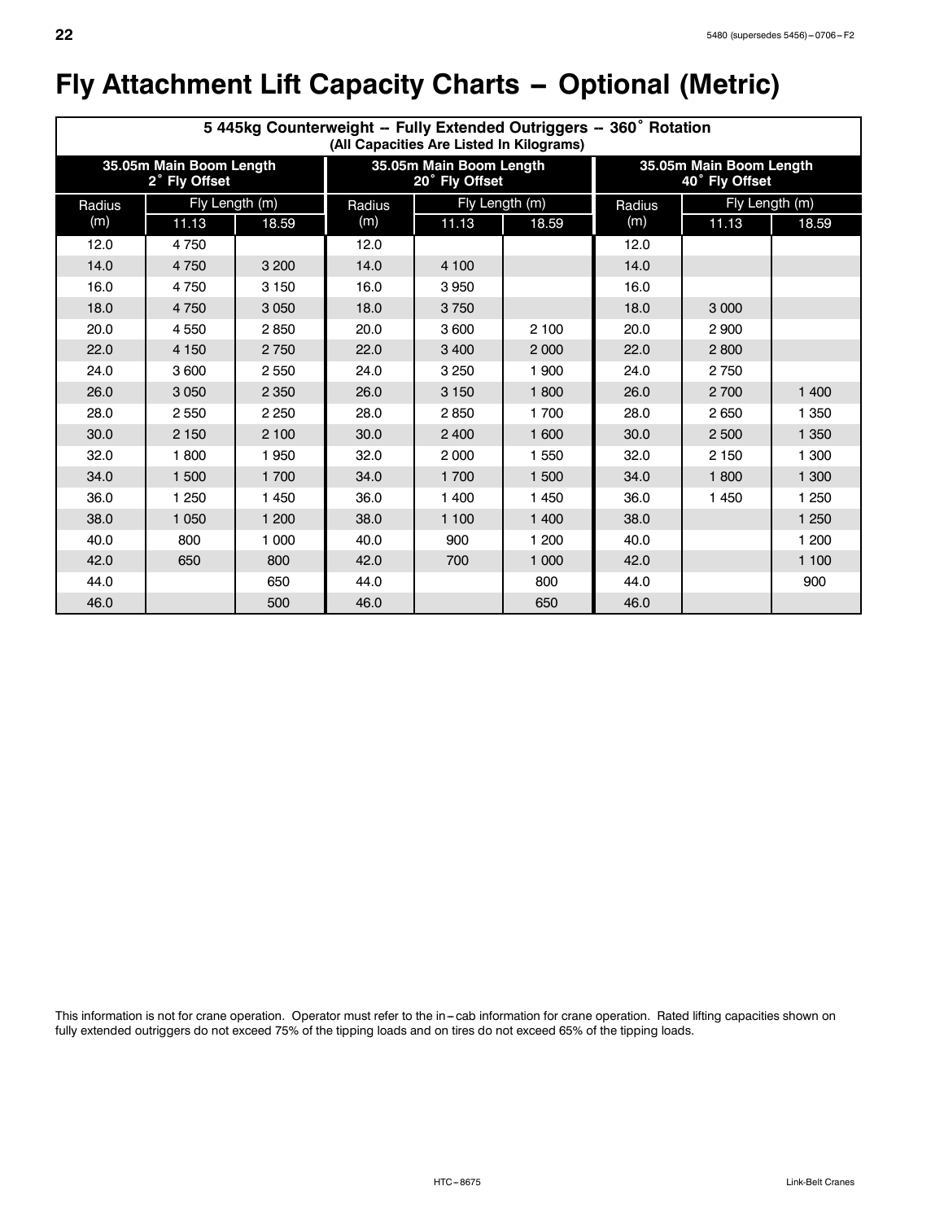# Fly Attachment Lift Capacity Charts – Optional (Metric)

| 5 445kg Counterweight -- Fully Extended Outriggers -- 360˚ Rotation (All Capacities Are Listed In Kilograms) | | | | | | | | |
|---|---|---|---|---|---|---|---|---|
| 35.05m Main Boom Length 2˚ Fly Offset | | | 35.05m Main Boom Length 20˚ Fly Offset | | | 35.05m Main Boom Length 40˚ Fly Offset | | |
| Radius (m) | Fly Length (m) 11.13 | Fly Length (m) 18.59 | Radius (m) | Fly Length (m) 11.13 | Fly Length (m) 18.59 | Radius (m) | Fly Length (m) 11.13 | Fly Length (m) 18.59 |
| 12.0 | 4 750 | | 12.0 | | | 12.0 | | |
| 14.0 | 4 750 | 3 200 | 14.0 | 4 100 | | 14.0 | | |
| 16.0 | 4 750 | 3 150 | 16.0 | 3 950 | | 16.0 | | |
| 18.0 | 4 750 | 3 050 | 18.0 | 3 750 | | 18.0 | 3 000 | |
| 20.0 | 4 550 | 2 850 | 20.0 | 3 600 | 2 100 | 20.0 | 2 900 | |
| 22.0 | 4 150 | 2 750 | 22.0 | 3 400 | 2 000 | 22.0 | 2 800 | |
| 24.0 | 3 600 | 2 550 | 24.0 | 3 250 | 1 900 | 24.0 | 2 750 | |
| 26.0 | 3 050 | 2 350 | 26.0 | 3 150 | 1 800 | 26.0 | 2 700 | 1 400 |
| 28.0 | 2 550 | 2 250 | 28.0 | 2 850 | 1 700 | 28.0 | 2 650 | 1 350 |
| 30.0 | 2 150 | 2 100 | 30.0 | 2 400 | 1 600 | 30.0 | 2 500 | 1 350 |
| 32.0 | 1 800 | 1 950 | 32.0 | 2 000 | 1 550 | 32.0 | 2 150 | 1 300 |
| 34.0 | 1 500 | 1 700 | 34.0 | 1 700 | 1 500 | 34.0 | 1 800 | 1 300 |
| 36.0 | 1 250 | 1 450 | 36.0 | 1 400 | 1 450 | 36.0 | 1 450 | 1 250 |
| 38.0 | 1 050 | 1 200 | 38.0 | 1 100 | 1 400 | 38.0 | | 1 250 |
| 40.0 | 800 | 1 000 | 40.0 | 900 | 1 200 | 40.0 | | 1 200 |
| 42.0 | 650 | 800 | 42.0 | 700 | 1 000 | 42.0 | | 1 100 |
| 44.0 | | 650 | 44.0 | | 800 | 44.0 | | 900 |
| 46.0 | | 500 | 46.0 | | 650 | 46.0 | | |

This information is not for crane operation. Operator must refer to the in–cab information for crane operation. Rated lifting capacities shown on fully extended outriggers do not exceed 75% of the tipping loads and on tires do not exceed 65% of the tipping loads.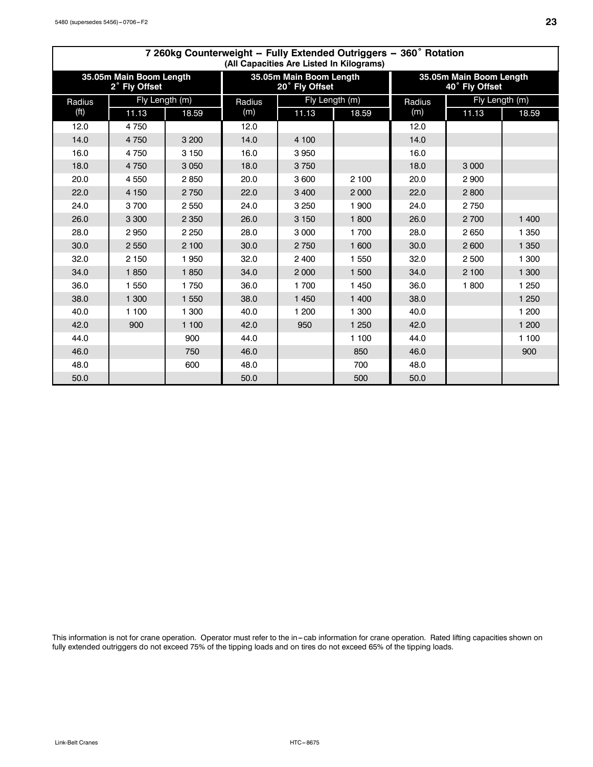| 7 260kg Counterweight – Fully Extended Outriggers – 360° Rotation (All Capacities Are Listed In Kilograms) | | | | | | | | |
|---|---|---|---|---|---|---|---|---|
| 35.05m Main Boom Length 2° Fly Offset | | | 35.05m Main Boom Length 20° Fly Offset | | | 35.05m Main Boom Length 40° Fly Offset | | |
| Radius (ft) | Fly Length (m) | | Radius (m) | Fly Length (m) | | Radius (m) | Fly Length (m) | |
| | 11.13 | 18.59 | | 11.13 | 18.59 | | 11.13 | 18.59 |
| 12.0 | 4 750 | | 12.0 | | | 12.0 | | |
| 14.0 | 4 750 | 3 200 | 14.0 | 4 100 | | 14.0 | | |
| 16.0 | 4 750 | 3 150 | 16.0 | 3 950 | | 16.0 | | |
| 18.0 | 4 750 | 3 050 | 18.0 | 3 750 | | 18.0 | 3 000 | |
| 20.0 | 4 550 | 2 850 | 20.0 | 3 600 | 2 100 | 20.0 | 2 900 | |
| 22.0 | 4 150 | 2 750 | 22.0 | 3 400 | 2 000 | 22.0 | 2 800 | |
| 24.0 | 3 700 | 2 550 | 24.0 | 3 250 | 1 900 | 24.0 | 2 750 | |
| 26.0 | 3 300 | 2 350 | 26.0 | 3 150 | 1 800 | 26.0 | 2 700 | 1 400 |
| 28.0 | 2 950 | 2 250 | 28.0 | 3 000 | 1 700 | 28.0 | 2 650 | 1 350 |
| 30.0 | 2 550 | 2 100 | 30.0 | 2 750 | 1 600 | 30.0 | 2 600 | 1 350 |
| 32.0 | 2 150 | 1 950 | 32.0 | 2 400 | 1 550 | 32.0 | 2 500 | 1 300 |
| 34.0 | 1 850 | 1 850 | 34.0 | 2 000 | 1 500 | 34.0 | 2 100 | 1 300 |
| 36.0 | 1 550 | 1 750 | 36.0 | 1 700 | 1 450 | 36.0 | 1 800 | 1 250 |
| 38.0 | 1 300 | 1 550 | 38.0 | 1 450 | 1 400 | 38.0 | | 1 250 |
| 40.0 | 1 100 | 1 300 | 40.0 | 1 200 | 1 300 | 40.0 | | 1 200 |
| 42.0 | 900 | 1 100 | 42.0 | 950 | 1 250 | 42.0 | | 1 200 |
| 44.0 | | 900 | 44.0 | | 1 100 | 44.0 | | 1 100 |
| 46.0 | | 750 | 46.0 | | 850 | 46.0 | | 900 |
| 48.0 | | 600 | 48.0 | | 700 | 48.0 | | |
| 50.0 | | | 50.0 | | 500 | 50.0 | | |

This information is not for crane operation. Operator must refer to the in–cab information for crane operation. Rated lifting capacities shown on fully extended outriggers do not exceed 75% of the tipping loads and on tires do not exceed 65% of the tipping loads.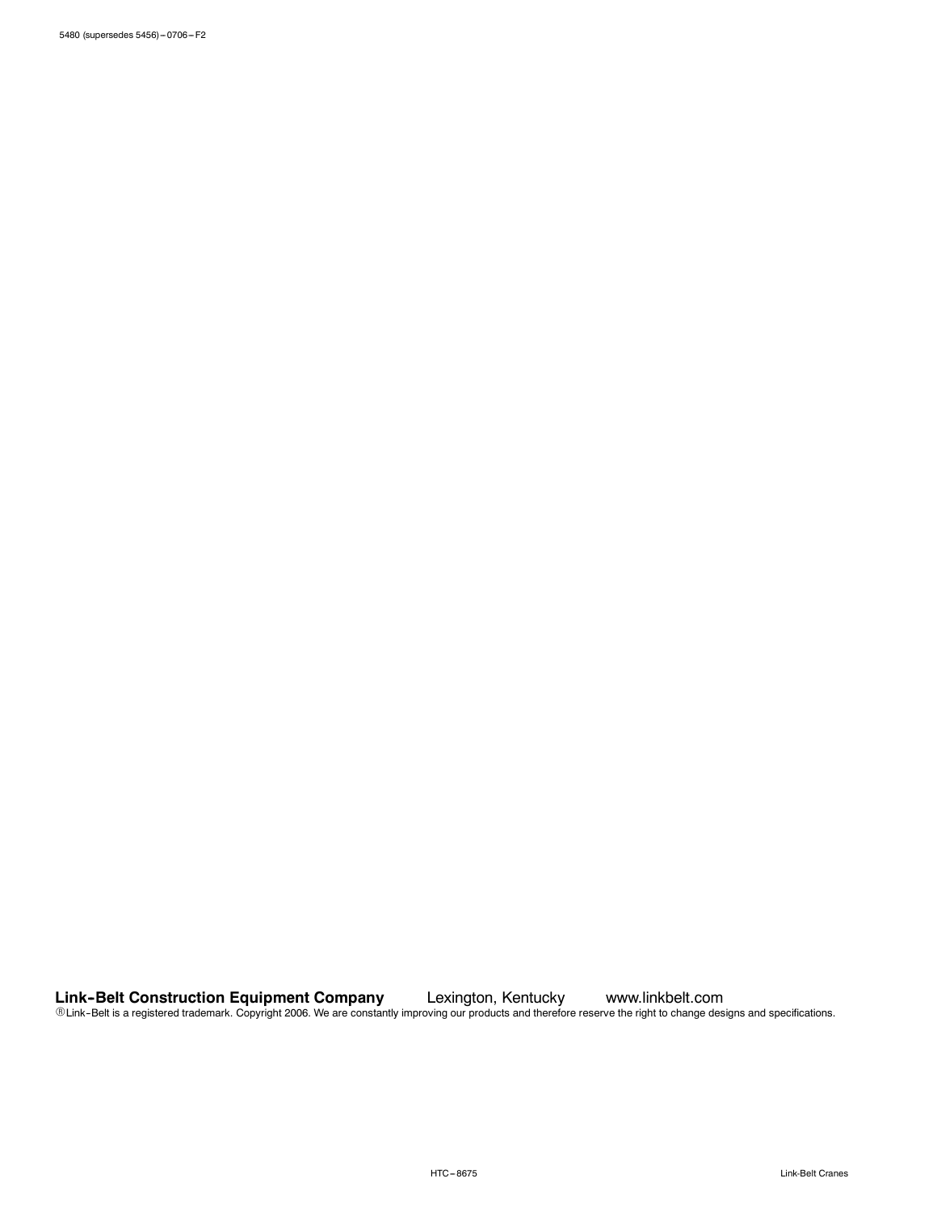5480 (supersedes 5456) – 0706 – F2

**Link-Belt Construction Equipment Company** Lexington, Kentucky www.linkbelt.com

® Link-Belt is a registered trademark. Copyright 2006. We are constantly improving our products and therefore reserve the right to change designs and specifications.

HTC – 8675 Link-Belt Cranes